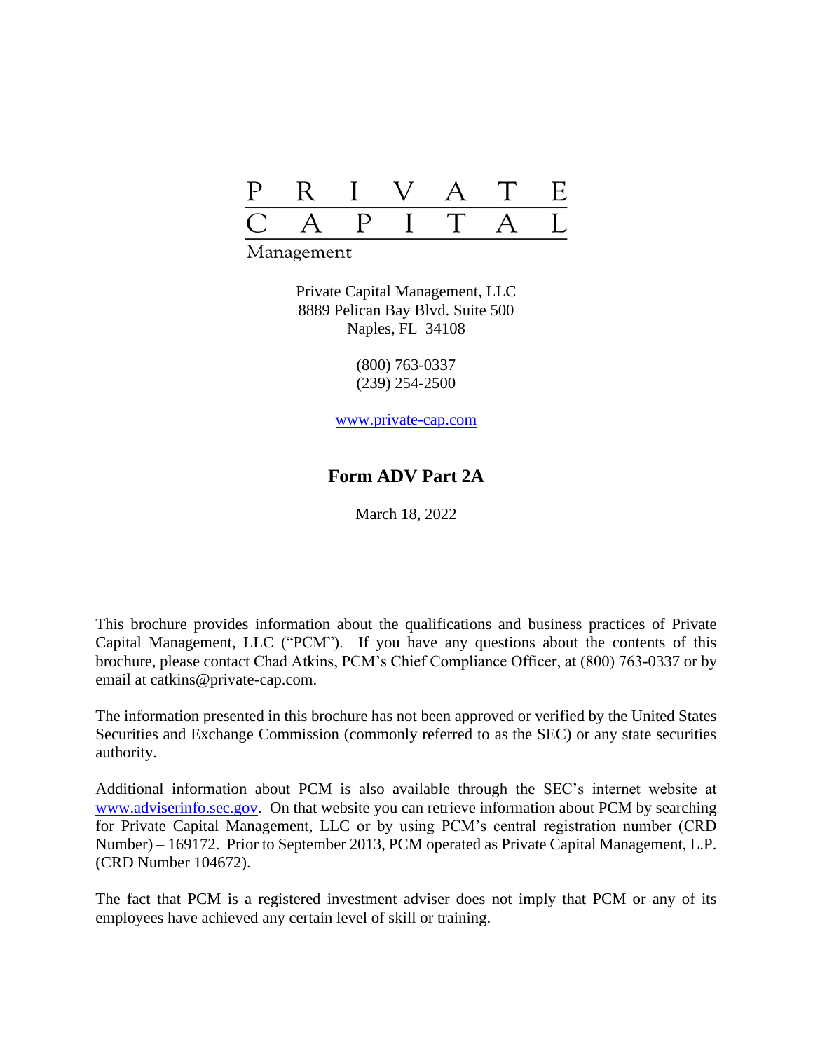PRIVATE CAPITAL

Management

Private Capital Management, LLC
8889 Pelican Bay Blvd. Suite 500
Naples, FL 34108

(800) 763-0337
(239) 254-2500

www.private-cap.com

# Form ADV Part 2A

March 18, 2022

This brochure provides information about the qualifications and business practices of Private Capital Management, LLC ("PCM"). If you have any questions about the contents of this brochure, please contact Chad Atkins, PCM's Chief Compliance Officer, at (800) 763-0337 or by email at catkins@private-cap.com.

The information presented in this brochure has not been approved or verified by the United States Securities and Exchange Commission (commonly referred to as the SEC) or any state securities authority.

Additional information about PCM is also available through the SEC's internet website at www.adviserinfo.sec.gov. On that website you can retrieve information about PCM by searching for Private Capital Management, LLC or by using PCM's central registration number (CRD Number) – 169172. Prior to September 2013, PCM operated as Private Capital Management, L.P. (CRD Number 104672).

The fact that PCM is a registered investment adviser does not imply that PCM or any of its employees have achieved any certain level of skill or training.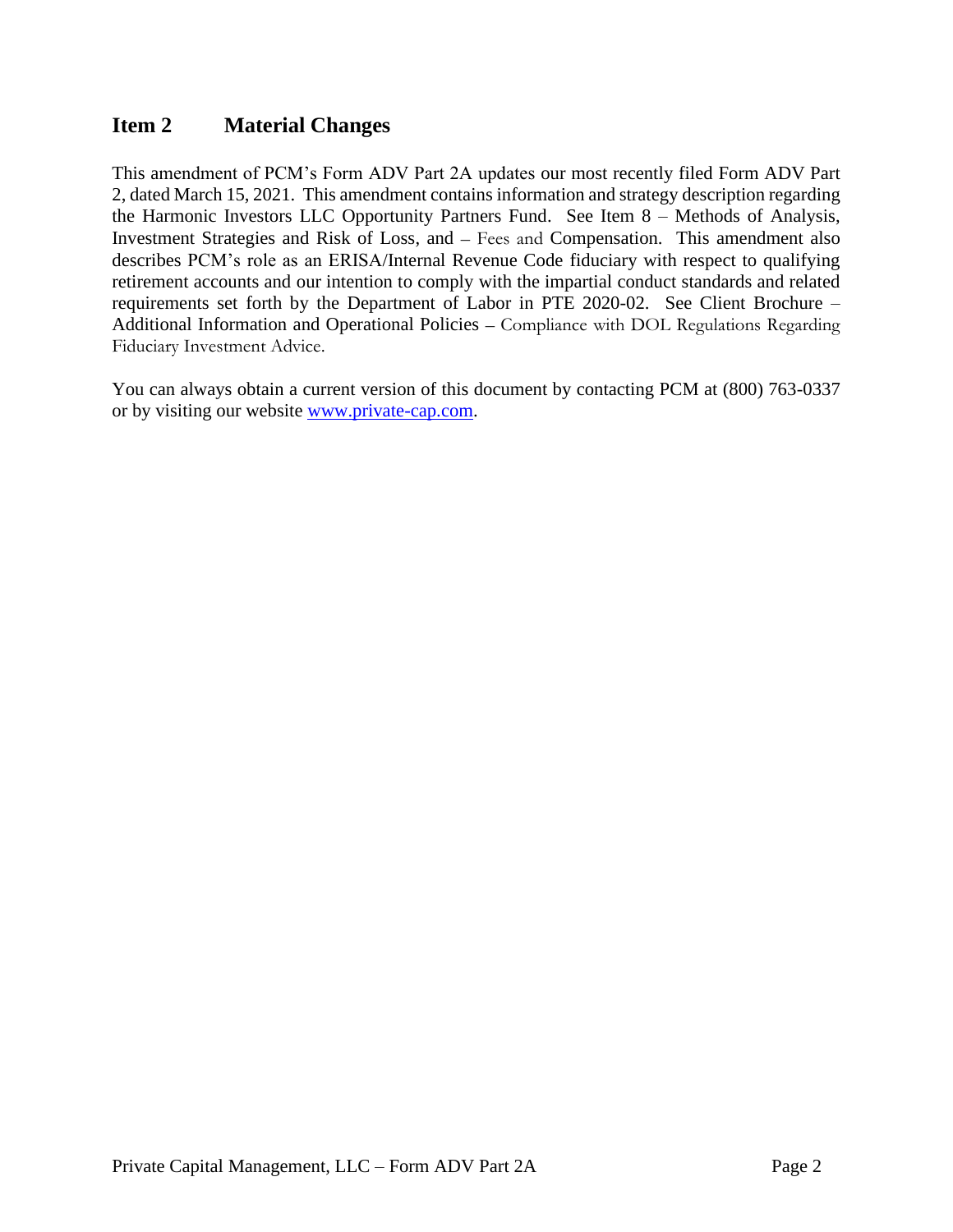## Item 2 Material Changes

This amendment of PCM's Form ADV Part 2A updates our most recently filed Form ADV Part 2, dated March 15, 2021. This amendment contains information and strategy description regarding the Harmonic Investors LLC Opportunity Partners Fund. See Item 8 – Methods of Analysis, Investment Strategies and Risk of Loss, and – Fees and Compensation. This amendment also describes PCM's role as an ERISA/Internal Revenue Code fiduciary with respect to qualifying retirement accounts and our intention to comply with the impartial conduct standards and related requirements set forth by the Department of Labor in PTE 2020-02. See Client Brochure – Additional Information and Operational Policies – Compliance with DOL Regulations Regarding Fiduciary Investment Advice.

You can always obtain a current version of this document by contacting PCM at (800) 763-0337 or by visiting our website [www.private-cap.com](http://www.private-cap.com).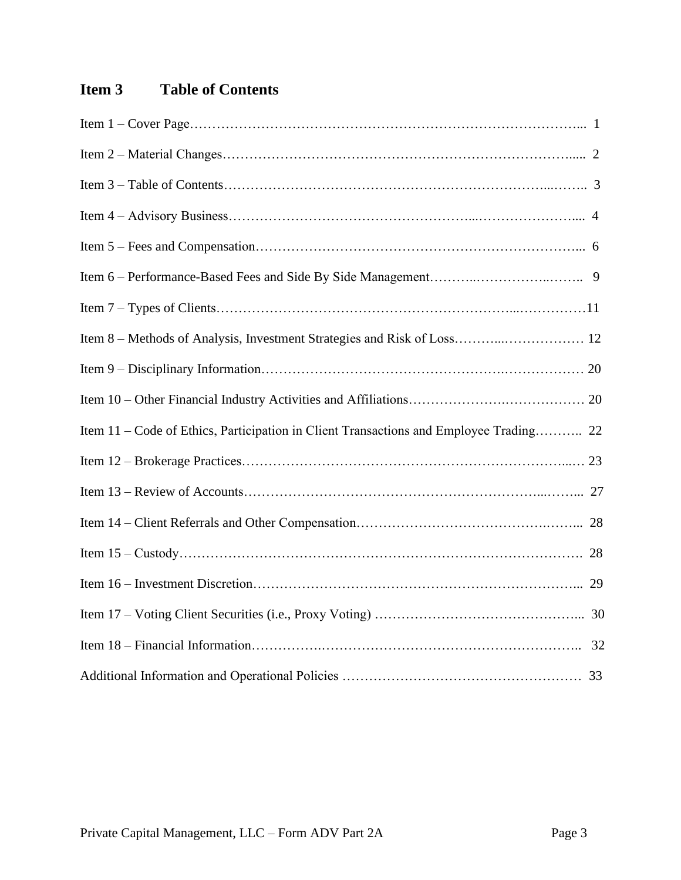# Item 3 Table of Contents

Item 1 – Cover Page ... 1

Item 2 – Material Changes ... 2

Item 3 – Table of Contents ... 3

Item 4 – Advisory Business ... 4

Item 5 – Fees and Compensation ... 6

Item 6 – Performance-Based Fees and Side By Side Management ... 9

Item 7 – Types of Clients ... 11

Item 8 – Methods of Analysis, Investment Strategies and Risk of Loss ... 12

Item 9 – Disciplinary Information ... 20

Item 10 – Other Financial Industry Activities and Affiliations ... 20

Item 11 – Code of Ethics, Participation in Client Transactions and Employee Trading ... 22

Item 12 – Brokerage Practices ... 23

Item 13 – Review of Accounts ... 27

Item 14 – Client Referrals and Other Compensation ... 28

Item 15 – Custody ... 28

Item 16 – Investment Discretion ... 29

Item 17 – Voting Client Securities (i.e., Proxy Voting) ... 30

Item 18 – Financial Information ... 32

Additional Information and Operational Policies ... 33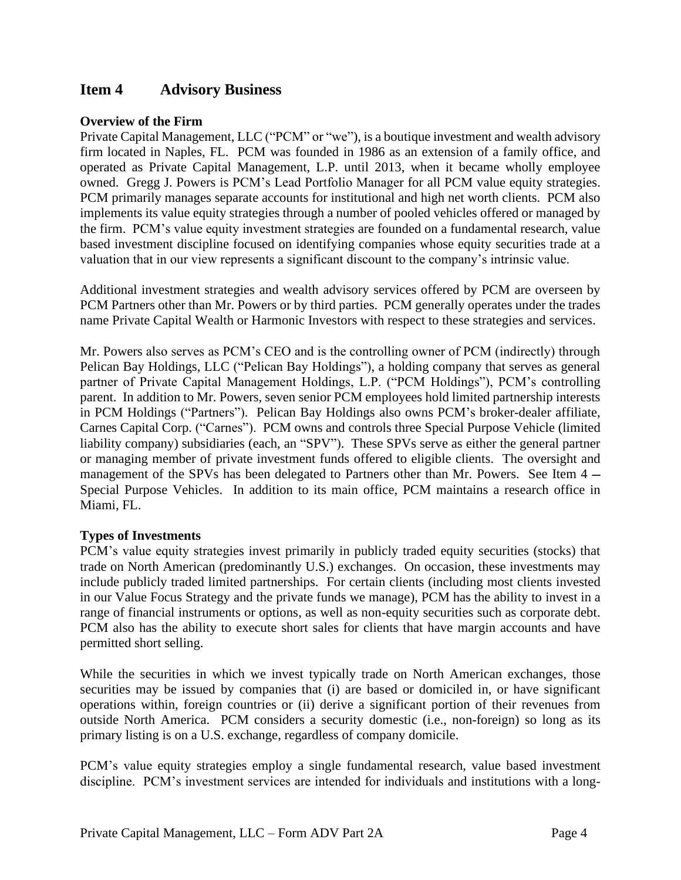## Item 4 Advisory Business

**Overview of the Firm**

Private Capital Management, LLC ("PCM" or "we"), is a boutique investment and wealth advisory firm located in Naples, FL. PCM was founded in 1986 as an extension of a family office, and operated as Private Capital Management, L.P. until 2013, when it became wholly employee owned. Gregg J. Powers is PCM's Lead Portfolio Manager for all PCM value equity strategies. PCM primarily manages separate accounts for institutional and high net worth clients. PCM also implements its value equity strategies through a number of pooled vehicles offered or managed by the firm. PCM's value equity investment strategies are founded on a fundamental research, value based investment discipline focused on identifying companies whose equity securities trade at a valuation that in our view represents a significant discount to the company's intrinsic value.

Additional investment strategies and wealth advisory services offered by PCM are overseen by PCM Partners other than Mr. Powers or by third parties. PCM generally operates under the trades name Private Capital Wealth or Harmonic Investors with respect to these strategies and services.

Mr. Powers also serves as PCM's CEO and is the controlling owner of PCM (indirectly) through Pelican Bay Holdings, LLC ("Pelican Bay Holdings"), a holding company that serves as general partner of Private Capital Management Holdings, L.P. ("PCM Holdings"), PCM's controlling parent. In addition to Mr. Powers, seven senior PCM employees hold limited partnership interests in PCM Holdings ("Partners"). Pelican Bay Holdings also owns PCM's broker-dealer affiliate, Carnes Capital Corp. ("Carnes"). PCM owns and controls three Special Purpose Vehicle (limited liability company) subsidiaries (each, an "SPV"). These SPVs serve as either the general partner or managing member of private investment funds offered to eligible clients. The oversight and management of the SPVs has been delegated to Partners other than Mr. Powers. See Item 4 – Special Purpose Vehicles. In addition to its main office, PCM maintains a research office in Miami, FL.

**Types of Investments**

PCM's value equity strategies invest primarily in publicly traded equity securities (stocks) that trade on North American (predominantly U.S.) exchanges. On occasion, these investments may include publicly traded limited partnerships. For certain clients (including most clients invested in our Value Focus Strategy and the private funds we manage), PCM has the ability to invest in a range of financial instruments or options, as well as non-equity securities such as corporate debt. PCM also has the ability to execute short sales for clients that have margin accounts and have permitted short selling.

While the securities in which we invest typically trade on North American exchanges, those securities may be issued by companies that (i) are based or domiciled in, or have significant operations within, foreign countries or (ii) derive a significant portion of their revenues from outside North America. PCM considers a security domestic (i.e., non-foreign) so long as its primary listing is on a U.S. exchange, regardless of company domicile.

PCM's value equity strategies employ a single fundamental research, value based investment discipline. PCM's investment services are intended for individuals and institutions with a long-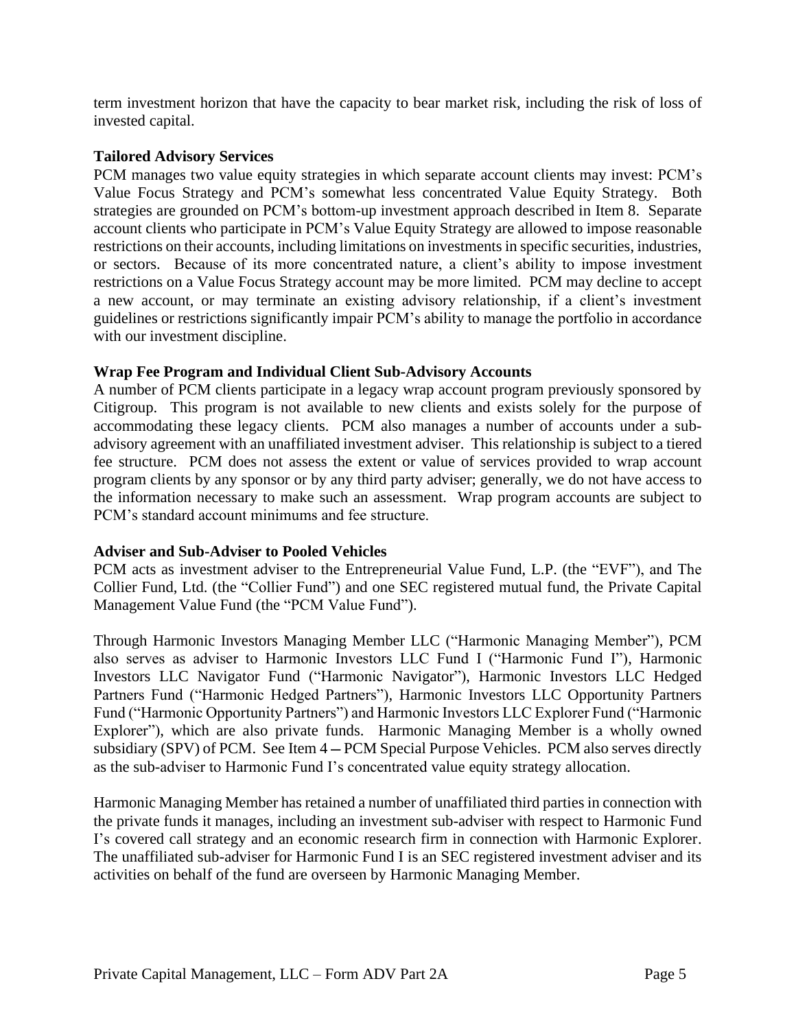term investment horizon that have the capacity to bear market risk, including the risk of loss of invested capital.

### Tailored Advisory Services

PCM manages two value equity strategies in which separate account clients may invest: PCM's Value Focus Strategy and PCM's somewhat less concentrated Value Equity Strategy. Both strategies are grounded on PCM's bottom-up investment approach described in Item 8. Separate account clients who participate in PCM's Value Equity Strategy are allowed to impose reasonable restrictions on their accounts, including limitations on investments in specific securities, industries, or sectors. Because of its more concentrated nature, a client's ability to impose investment restrictions on a Value Focus Strategy account may be more limited. PCM may decline to accept a new account, or may terminate an existing advisory relationship, if a client's investment guidelines or restrictions significantly impair PCM's ability to manage the portfolio in accordance with our investment discipline.

### Wrap Fee Program and Individual Client Sub-Advisory Accounts

A number of PCM clients participate in a legacy wrap account program previously sponsored by Citigroup. This program is not available to new clients and exists solely for the purpose of accommodating these legacy clients. PCM also manages a number of accounts under a sub-advisory agreement with an unaffiliated investment adviser. This relationship is subject to a tiered fee structure. PCM does not assess the extent or value of services provided to wrap account program clients by any sponsor or by any third party adviser; generally, we do not have access to the information necessary to make such an assessment. Wrap program accounts are subject to PCM's standard account minimums and fee structure.

### Adviser and Sub-Adviser to Pooled Vehicles

PCM acts as investment adviser to the Entrepreneurial Value Fund, L.P. (the "EVF"), and The Collier Fund, Ltd. (the "Collier Fund") and one SEC registered mutual fund, the Private Capital Management Value Fund (the "PCM Value Fund").

Through Harmonic Investors Managing Member LLC ("Harmonic Managing Member"), PCM also serves as adviser to Harmonic Investors LLC Fund I ("Harmonic Fund I"), Harmonic Investors LLC Navigator Fund ("Harmonic Navigator"), Harmonic Investors LLC Hedged Partners Fund ("Harmonic Hedged Partners"), Harmonic Investors LLC Opportunity Partners Fund ("Harmonic Opportunity Partners") and Harmonic Investors LLC Explorer Fund ("Harmonic Explorer"), which are also private funds. Harmonic Managing Member is a wholly owned subsidiary (SPV) of PCM. See Item 4 – PCM Special Purpose Vehicles. PCM also serves directly as the sub-adviser to Harmonic Fund I's concentrated value equity strategy allocation.

Harmonic Managing Member has retained a number of unaffiliated third parties in connection with the private funds it manages, including an investment sub-adviser with respect to Harmonic Fund I's covered call strategy and an economic research firm in connection with Harmonic Explorer. The unaffiliated sub-adviser for Harmonic Fund I is an SEC registered investment adviser and its activities on behalf of the fund are overseen by Harmonic Managing Member.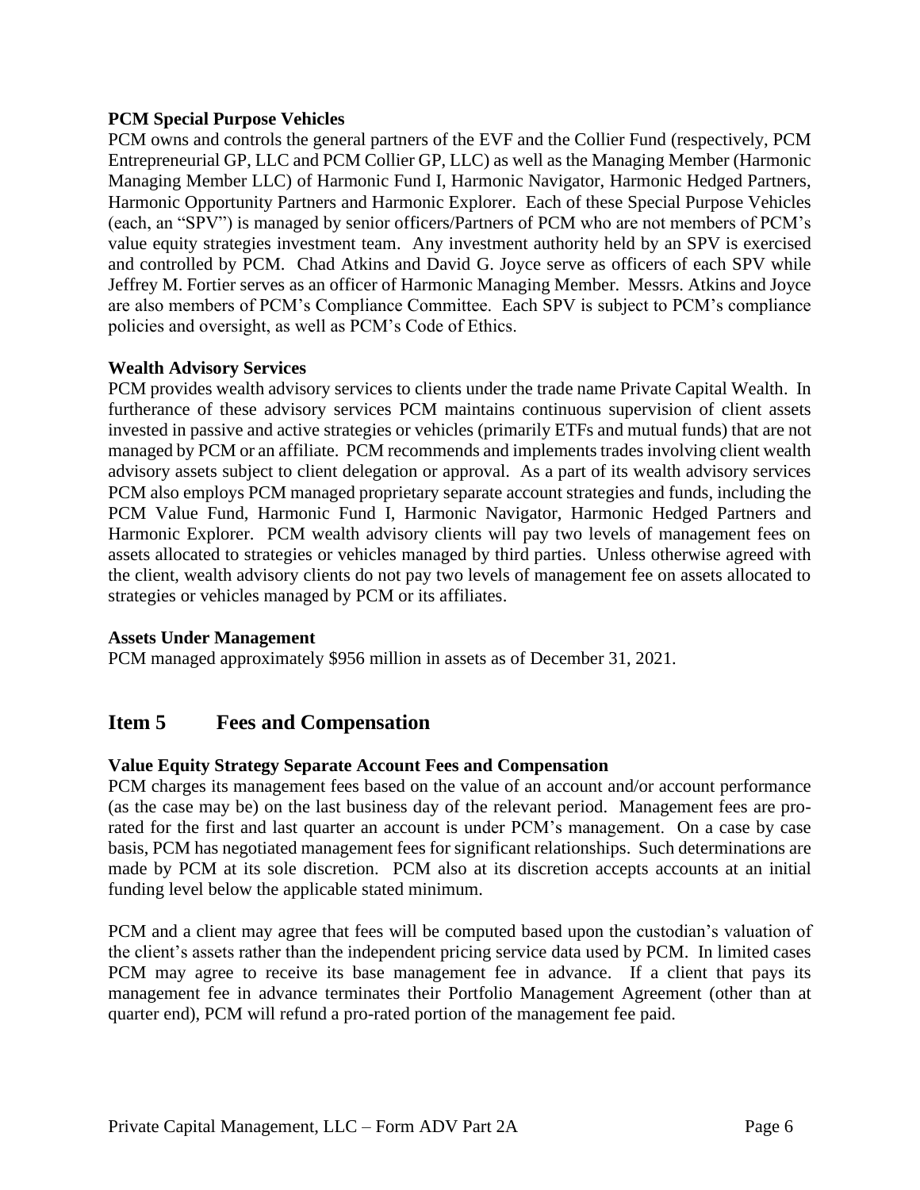**PCM Special Purpose Vehicles**

PCM owns and controls the general partners of the EVF and the Collier Fund (respectively, PCM Entrepreneurial GP, LLC and PCM Collier GP, LLC) as well as the Managing Member (Harmonic Managing Member LLC) of Harmonic Fund I, Harmonic Navigator, Harmonic Hedged Partners, Harmonic Opportunity Partners and Harmonic Explorer. Each of these Special Purpose Vehicles (each, an "SPV") is managed by senior officers/Partners of PCM who are not members of PCM's value equity strategies investment team. Any investment authority held by an SPV is exercised and controlled by PCM. Chad Atkins and David G. Joyce serve as officers of each SPV while Jeffrey M. Fortier serves as an officer of Harmonic Managing Member. Messrs. Atkins and Joyce are also members of PCM's Compliance Committee. Each SPV is subject to PCM's compliance policies and oversight, as well as PCM's Code of Ethics.

**Wealth Advisory Services**

PCM provides wealth advisory services to clients under the trade name Private Capital Wealth. In furtherance of these advisory services PCM maintains continuous supervision of client assets invested in passive and active strategies or vehicles (primarily ETFs and mutual funds) that are not managed by PCM or an affiliate. PCM recommends and implements trades involving client wealth advisory assets subject to client delegation or approval. As a part of its wealth advisory services PCM also employs PCM managed proprietary separate account strategies and funds, including the PCM Value Fund, Harmonic Fund I, Harmonic Navigator, Harmonic Hedged Partners and Harmonic Explorer. PCM wealth advisory clients will pay two levels of management fees on assets allocated to strategies or vehicles managed by third parties. Unless otherwise agreed with the client, wealth advisory clients do not pay two levels of management fee on assets allocated to strategies or vehicles managed by PCM or its affiliates.

**Assets Under Management**

PCM managed approximately $956 million in assets as of December 31, 2021.

## Item 5 Fees and Compensation

**Value Equity Strategy Separate Account Fees and Compensation**

PCM charges its management fees based on the value of an account and/or account performance (as the case may be) on the last business day of the relevant period. Management fees are pro-rated for the first and last quarter an account is under PCM's management. On a case by case basis, PCM has negotiated management fees for significant relationships. Such determinations are made by PCM at its sole discretion. PCM also at its discretion accepts accounts at an initial funding level below the applicable stated minimum.

PCM and a client may agree that fees will be computed based upon the custodian's valuation of the client's assets rather than the independent pricing service data used by PCM. In limited cases PCM may agree to receive its base management fee in advance. If a client that pays its management fee in advance terminates their Portfolio Management Agreement (other than at quarter end), PCM will refund a pro-rated portion of the management fee paid.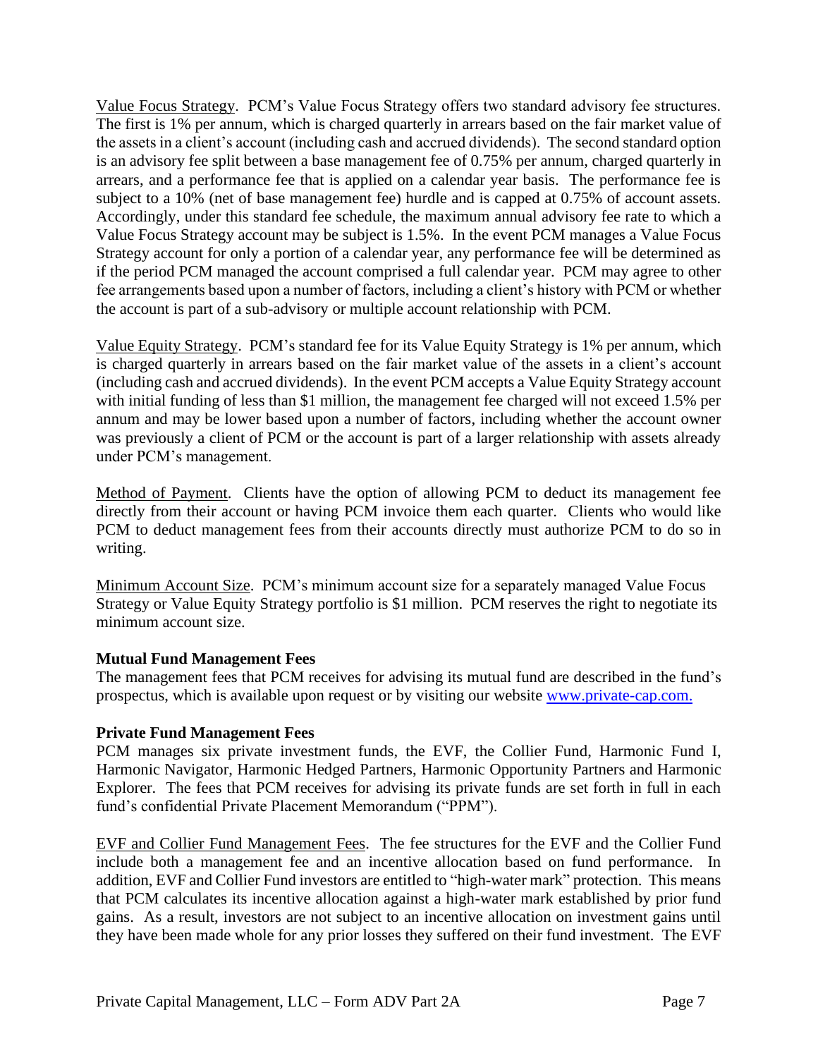Value Focus Strategy. PCM's Value Focus Strategy offers two standard advisory fee structures. The first is 1% per annum, which is charged quarterly in arrears based on the fair market value of the assets in a client's account (including cash and accrued dividends). The second standard option is an advisory fee split between a base management fee of 0.75% per annum, charged quarterly in arrears, and a performance fee that is applied on a calendar year basis. The performance fee is subject to a 10% (net of base management fee) hurdle and is capped at 0.75% of account assets. Accordingly, under this standard fee schedule, the maximum annual advisory fee rate to which a Value Focus Strategy account may be subject is 1.5%. In the event PCM manages a Value Focus Strategy account for only a portion of a calendar year, any performance fee will be determined as if the period PCM managed the account comprised a full calendar year. PCM may agree to other fee arrangements based upon a number of factors, including a client's history with PCM or whether the account is part of a sub-advisory or multiple account relationship with PCM.

Value Equity Strategy. PCM's standard fee for its Value Equity Strategy is 1% per annum, which is charged quarterly in arrears based on the fair market value of the assets in a client's account (including cash and accrued dividends). In the event PCM accepts a Value Equity Strategy account with initial funding of less than $1 million, the management fee charged will not exceed 1.5% per annum and may be lower based upon a number of factors, including whether the account owner was previously a client of PCM or the account is part of a larger relationship with assets already under PCM's management.

Method of Payment. Clients have the option of allowing PCM to deduct its management fee directly from their account or having PCM invoice them each quarter. Clients who would like PCM to deduct management fees from their accounts directly must authorize PCM to do so in writing.

Minimum Account Size. PCM's minimum account size for a separately managed Value Focus Strategy or Value Equity Strategy portfolio is $1 million. PCM reserves the right to negotiate its minimum account size.

**Mutual Fund Management Fees**

The management fees that PCM receives for advising its mutual fund are described in the fund's prospectus, which is available upon request or by visiting our website www.private-cap.com.

**Private Fund Management Fees**

PCM manages six private investment funds, the EVF, the Collier Fund, Harmonic Fund I, Harmonic Navigator, Harmonic Hedged Partners, Harmonic Opportunity Partners and Harmonic Explorer. The fees that PCM receives for advising its private funds are set forth in full in each fund's confidential Private Placement Memorandum ("PPM").

EVF and Collier Fund Management Fees. The fee structures for the EVF and the Collier Fund include both a management fee and an incentive allocation based on fund performance. In addition, EVF and Collier Fund investors are entitled to "high-water mark" protection. This means that PCM calculates its incentive allocation against a high-water mark established by prior fund gains. As a result, investors are not subject to an incentive allocation on investment gains until they have been made whole for any prior losses they suffered on their fund investment. The EVF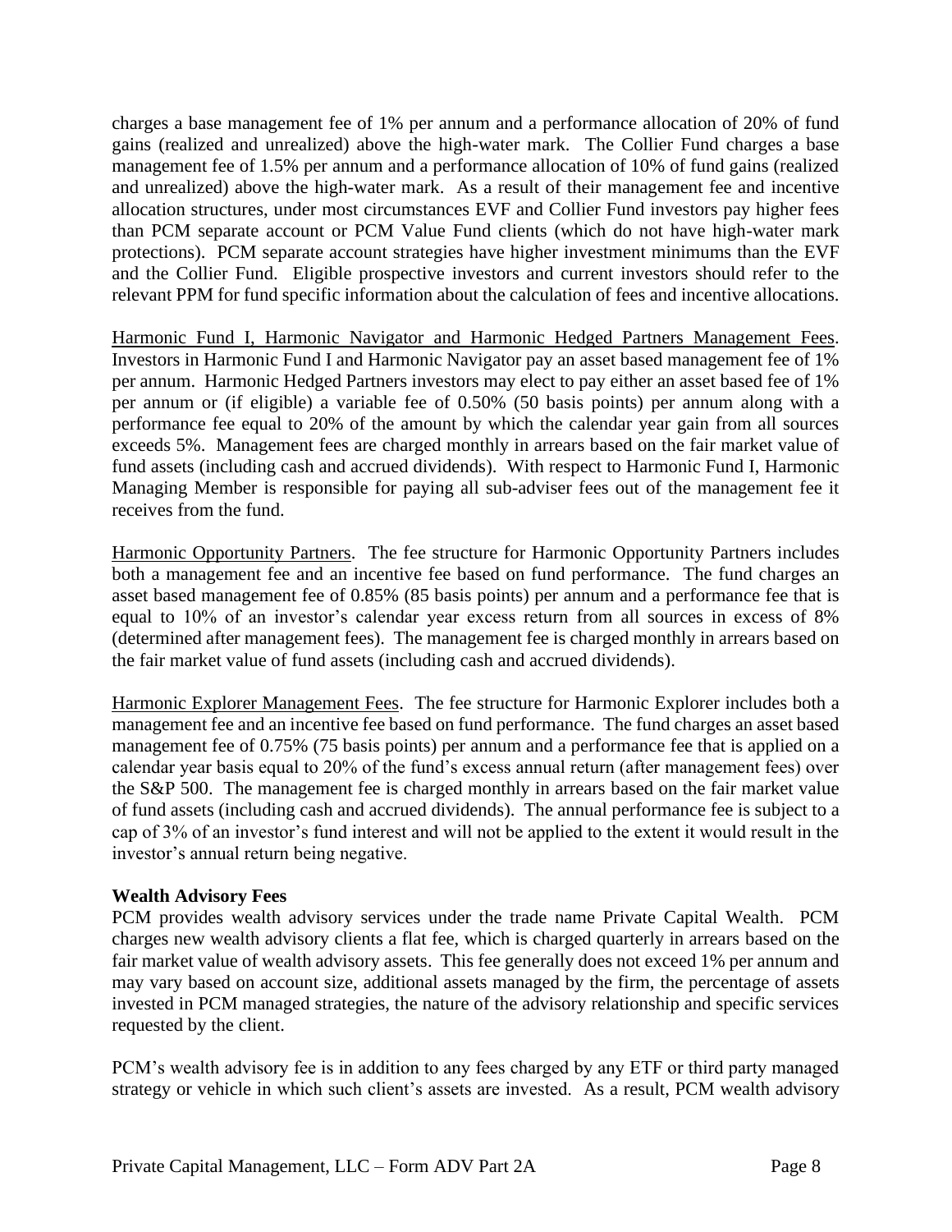charges a base management fee of 1% per annum and a performance allocation of 20% of fund gains (realized and unrealized) above the high-water mark. The Collier Fund charges a base management fee of 1.5% per annum and a performance allocation of 10% of fund gains (realized and unrealized) above the high-water mark. As a result of their management fee and incentive allocation structures, under most circumstances EVF and Collier Fund investors pay higher fees than PCM separate account or PCM Value Fund clients (which do not have high-water mark protections). PCM separate account strategies have higher investment minimums than the EVF and the Collier Fund. Eligible prospective investors and current investors should refer to the relevant PPM for fund specific information about the calculation of fees and incentive allocations.

Harmonic Fund I, Harmonic Navigator and Harmonic Hedged Partners Management Fees. Investors in Harmonic Fund I and Harmonic Navigator pay an asset based management fee of 1% per annum. Harmonic Hedged Partners investors may elect to pay either an asset based fee of 1% per annum or (if eligible) a variable fee of 0.50% (50 basis points) per annum along with a performance fee equal to 20% of the amount by which the calendar year gain from all sources exceeds 5%. Management fees are charged monthly in arrears based on the fair market value of fund assets (including cash and accrued dividends). With respect to Harmonic Fund I, Harmonic Managing Member is responsible for paying all sub-adviser fees out of the management fee it receives from the fund.

Harmonic Opportunity Partners. The fee structure for Harmonic Opportunity Partners includes both a management fee and an incentive fee based on fund performance. The fund charges an asset based management fee of 0.85% (85 basis points) per annum and a performance fee that is equal to 10% of an investor's calendar year excess return from all sources in excess of 8% (determined after management fees). The management fee is charged monthly in arrears based on the fair market value of fund assets (including cash and accrued dividends).

Harmonic Explorer Management Fees. The fee structure for Harmonic Explorer includes both a management fee and an incentive fee based on fund performance. The fund charges an asset based management fee of 0.75% (75 basis points) per annum and a performance fee that is applied on a calendar year basis equal to 20% of the fund's excess annual return (after management fees) over the S&P 500. The management fee is charged monthly in arrears based on the fair market value of fund assets (including cash and accrued dividends). The annual performance fee is subject to a cap of 3% of an investor's fund interest and will not be applied to the extent it would result in the investor's annual return being negative.

**Wealth Advisory Fees**

PCM provides wealth advisory services under the trade name Private Capital Wealth. PCM charges new wealth advisory clients a flat fee, which is charged quarterly in arrears based on the fair market value of wealth advisory assets. This fee generally does not exceed 1% per annum and may vary based on account size, additional assets managed by the firm, the percentage of assets invested in PCM managed strategies, the nature of the advisory relationship and specific services requested by the client.

PCM's wealth advisory fee is in addition to any fees charged by any ETF or third party managed strategy or vehicle in which such client's assets are invested. As a result, PCM wealth advisory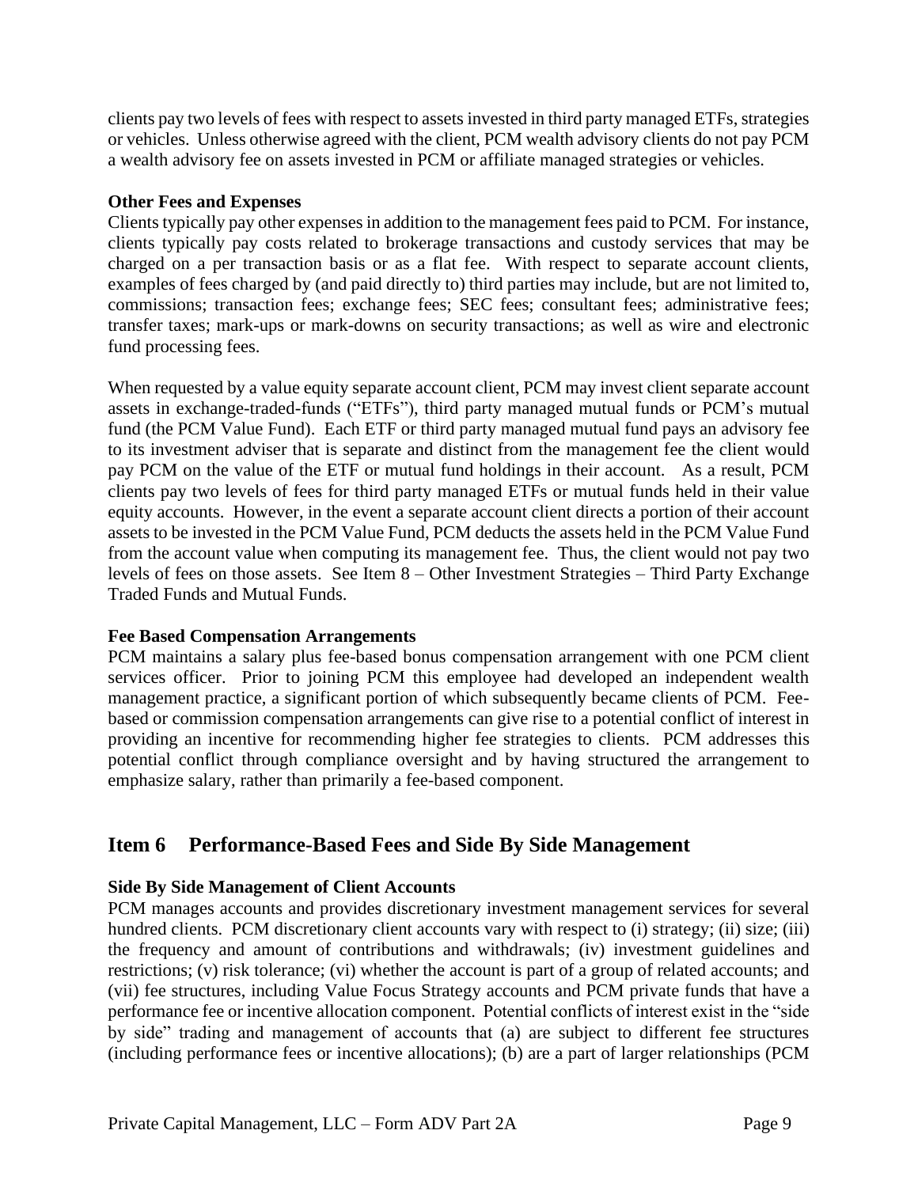clients pay two levels of fees with respect to assets invested in third party managed ETFs, strategies or vehicles. Unless otherwise agreed with the client, PCM wealth advisory clients do not pay PCM a wealth advisory fee on assets invested in PCM or affiliate managed strategies or vehicles.

### Other Fees and Expenses

Clients typically pay other expenses in addition to the management fees paid to PCM. For instance, clients typically pay costs related to brokerage transactions and custody services that may be charged on a per transaction basis or as a flat fee. With respect to separate account clients, examples of fees charged by (and paid directly to) third parties may include, but are not limited to, commissions; transaction fees; exchange fees; SEC fees; consultant fees; administrative fees; transfer taxes; mark-ups or mark-downs on security transactions; as well as wire and electronic fund processing fees.

When requested by a value equity separate account client, PCM may invest client separate account assets in exchange-traded-funds ("ETFs"), third party managed mutual funds or PCM's mutual fund (the PCM Value Fund). Each ETF or third party managed mutual fund pays an advisory fee to its investment adviser that is separate and distinct from the management fee the client would pay PCM on the value of the ETF or mutual fund holdings in their account. As a result, PCM clients pay two levels of fees for third party managed ETFs or mutual funds held in their value equity accounts. However, in the event a separate account client directs a portion of their account assets to be invested in the PCM Value Fund, PCM deducts the assets held in the PCM Value Fund from the account value when computing its management fee. Thus, the client would not pay two levels of fees on those assets. See Item 8 – Other Investment Strategies – Third Party Exchange Traded Funds and Mutual Funds.

### Fee Based Compensation Arrangements

PCM maintains a salary plus fee-based bonus compensation arrangement with one PCM client services officer. Prior to joining PCM this employee had developed an independent wealth management practice, a significant portion of which subsequently became clients of PCM. Fee-based or commission compensation arrangements can give rise to a potential conflict of interest in providing an incentive for recommending higher fee strategies to clients. PCM addresses this potential conflict through compliance oversight and by having structured the arrangement to emphasize salary, rather than primarily a fee-based component.

## Item 6 Performance-Based Fees and Side By Side Management

### Side By Side Management of Client Accounts

PCM manages accounts and provides discretionary investment management services for several hundred clients. PCM discretionary client accounts vary with respect to (i) strategy; (ii) size; (iii) the frequency and amount of contributions and withdrawals; (iv) investment guidelines and restrictions; (v) risk tolerance; (vi) whether the account is part of a group of related accounts; and (vii) fee structures, including Value Focus Strategy accounts and PCM private funds that have a performance fee or incentive allocation component. Potential conflicts of interest exist in the "side by side" trading and management of accounts that (a) are subject to different fee structures (including performance fees or incentive allocations); (b) are a part of larger relationships (PCM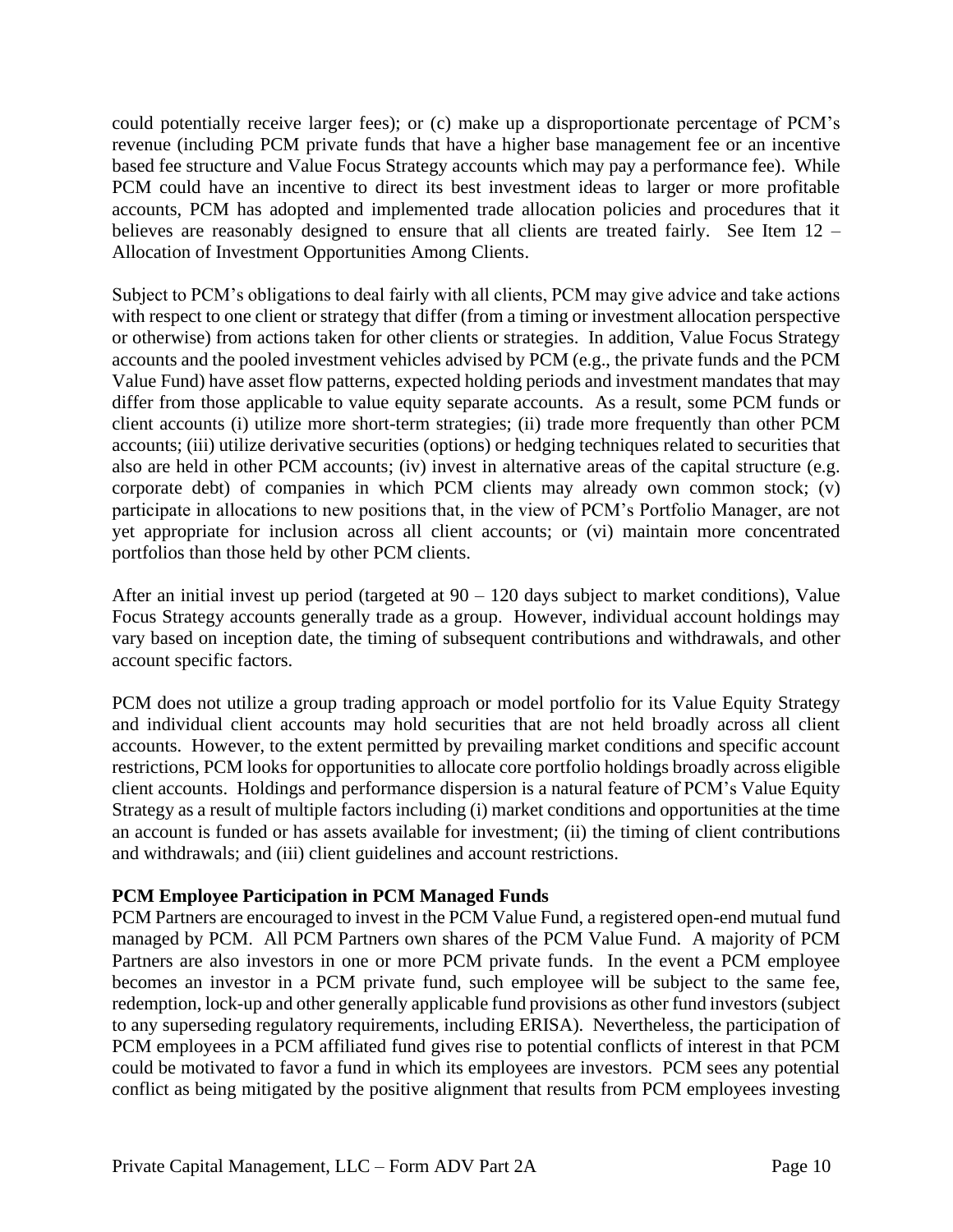could potentially receive larger fees); or (c) make up a disproportionate percentage of PCM's revenue (including PCM private funds that have a higher base management fee or an incentive based fee structure and Value Focus Strategy accounts which may pay a performance fee). While PCM could have an incentive to direct its best investment ideas to larger or more profitable accounts, PCM has adopted and implemented trade allocation policies and procedures that it believes are reasonably designed to ensure that all clients are treated fairly. See Item 12 – Allocation of Investment Opportunities Among Clients.

Subject to PCM's obligations to deal fairly with all clients, PCM may give advice and take actions with respect to one client or strategy that differ (from a timing or investment allocation perspective or otherwise) from actions taken for other clients or strategies. In addition, Value Focus Strategy accounts and the pooled investment vehicles advised by PCM (e.g., the private funds and the PCM Value Fund) have asset flow patterns, expected holding periods and investment mandates that may differ from those applicable to value equity separate accounts. As a result, some PCM funds or client accounts (i) utilize more short-term strategies; (ii) trade more frequently than other PCM accounts; (iii) utilize derivative securities (options) or hedging techniques related to securities that also are held in other PCM accounts; (iv) invest in alternative areas of the capital structure (e.g. corporate debt) of companies in which PCM clients may already own common stock; (v) participate in allocations to new positions that, in the view of PCM's Portfolio Manager, are not yet appropriate for inclusion across all client accounts; or (vi) maintain more concentrated portfolios than those held by other PCM clients.

After an initial invest up period (targeted at 90 – 120 days subject to market conditions), Value Focus Strategy accounts generally trade as a group. However, individual account holdings may vary based on inception date, the timing of subsequent contributions and withdrawals, and other account specific factors.

PCM does not utilize a group trading approach or model portfolio for its Value Equity Strategy and individual client accounts may hold securities that are not held broadly across all client accounts. However, to the extent permitted by prevailing market conditions and specific account restrictions, PCM looks for opportunities to allocate core portfolio holdings broadly across eligible client accounts. Holdings and performance dispersion is a natural feature of PCM's Value Equity Strategy as a result of multiple factors including (i) market conditions and opportunities at the time an account is funded or has assets available for investment; (ii) the timing of client contributions and withdrawals; and (iii) client guidelines and account restrictions.

**PCM Employee Participation in PCM Managed Funds**

PCM Partners are encouraged to invest in the PCM Value Fund, a registered open-end mutual fund managed by PCM. All PCM Partners own shares of the PCM Value Fund. A majority of PCM Partners are also investors in one or more PCM private funds. In the event a PCM employee becomes an investor in a PCM private fund, such employee will be subject to the same fee, redemption, lock-up and other generally applicable fund provisions as other fund investors (subject to any superseding regulatory requirements, including ERISA). Nevertheless, the participation of PCM employees in a PCM affiliated fund gives rise to potential conflicts of interest in that PCM could be motivated to favor a fund in which its employees are investors. PCM sees any potential conflict as being mitigated by the positive alignment that results from PCM employees investing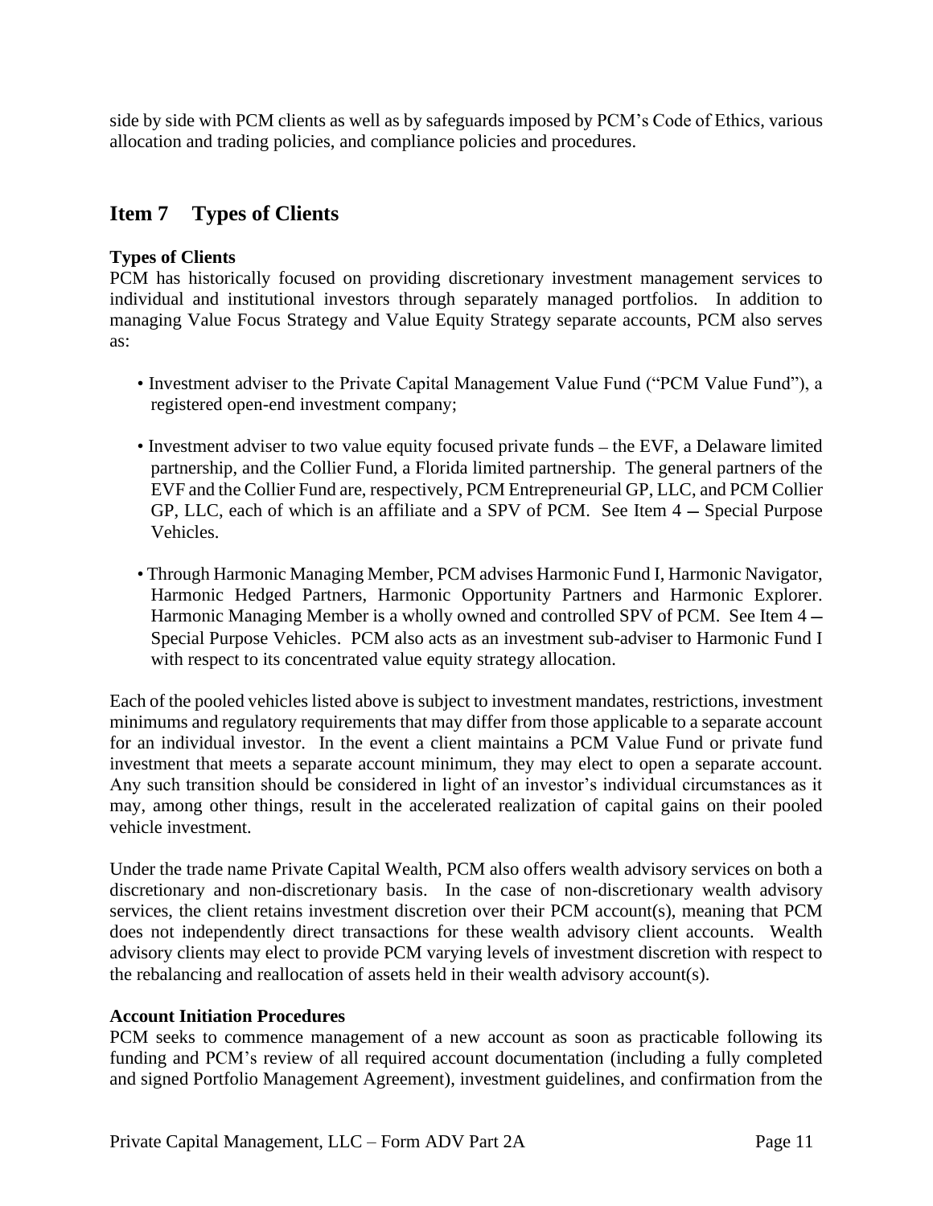side by side with PCM clients as well as by safeguards imposed by PCM's Code of Ethics, various allocation and trading policies, and compliance policies and procedures.

## Item 7 Types of Clients

**Types of Clients**

PCM has historically focused on providing discretionary investment management services to individual and institutional investors through separately managed portfolios. In addition to managing Value Focus Strategy and Value Equity Strategy separate accounts, PCM also serves as:

- Investment adviser to the Private Capital Management Value Fund ("PCM Value Fund"), a registered open-end investment company;

- Investment adviser to two value equity focused private funds – the EVF, a Delaware limited partnership, and the Collier Fund, a Florida limited partnership. The general partners of the EVF and the Collier Fund are, respectively, PCM Entrepreneurial GP, LLC, and PCM Collier GP, LLC, each of which is an affiliate and a SPV of PCM. See Item 4 – Special Purpose Vehicles.

- Through Harmonic Managing Member, PCM advises Harmonic Fund I, Harmonic Navigator, Harmonic Hedged Partners, Harmonic Opportunity Partners and Harmonic Explorer. Harmonic Managing Member is a wholly owned and controlled SPV of PCM. See Item 4 – Special Purpose Vehicles. PCM also acts as an investment sub-adviser to Harmonic Fund I with respect to its concentrated value equity strategy allocation.

Each of the pooled vehicles listed above is subject to investment mandates, restrictions, investment minimums and regulatory requirements that may differ from those applicable to a separate account for an individual investor. In the event a client maintains a PCM Value Fund or private fund investment that meets a separate account minimum, they may elect to open a separate account. Any such transition should be considered in light of an investor's individual circumstances as it may, among other things, result in the accelerated realization of capital gains on their pooled vehicle investment.

Under the trade name Private Capital Wealth, PCM also offers wealth advisory services on both a discretionary and non-discretionary basis. In the case of non-discretionary wealth advisory services, the client retains investment discretion over their PCM account(s), meaning that PCM does not independently direct transactions for these wealth advisory client accounts. Wealth advisory clients may elect to provide PCM varying levels of investment discretion with respect to the rebalancing and reallocation of assets held in their wealth advisory account(s).

**Account Initiation Procedures**

PCM seeks to commence management of a new account as soon as practicable following its funding and PCM's review of all required account documentation (including a fully completed and signed Portfolio Management Agreement), investment guidelines, and confirmation from the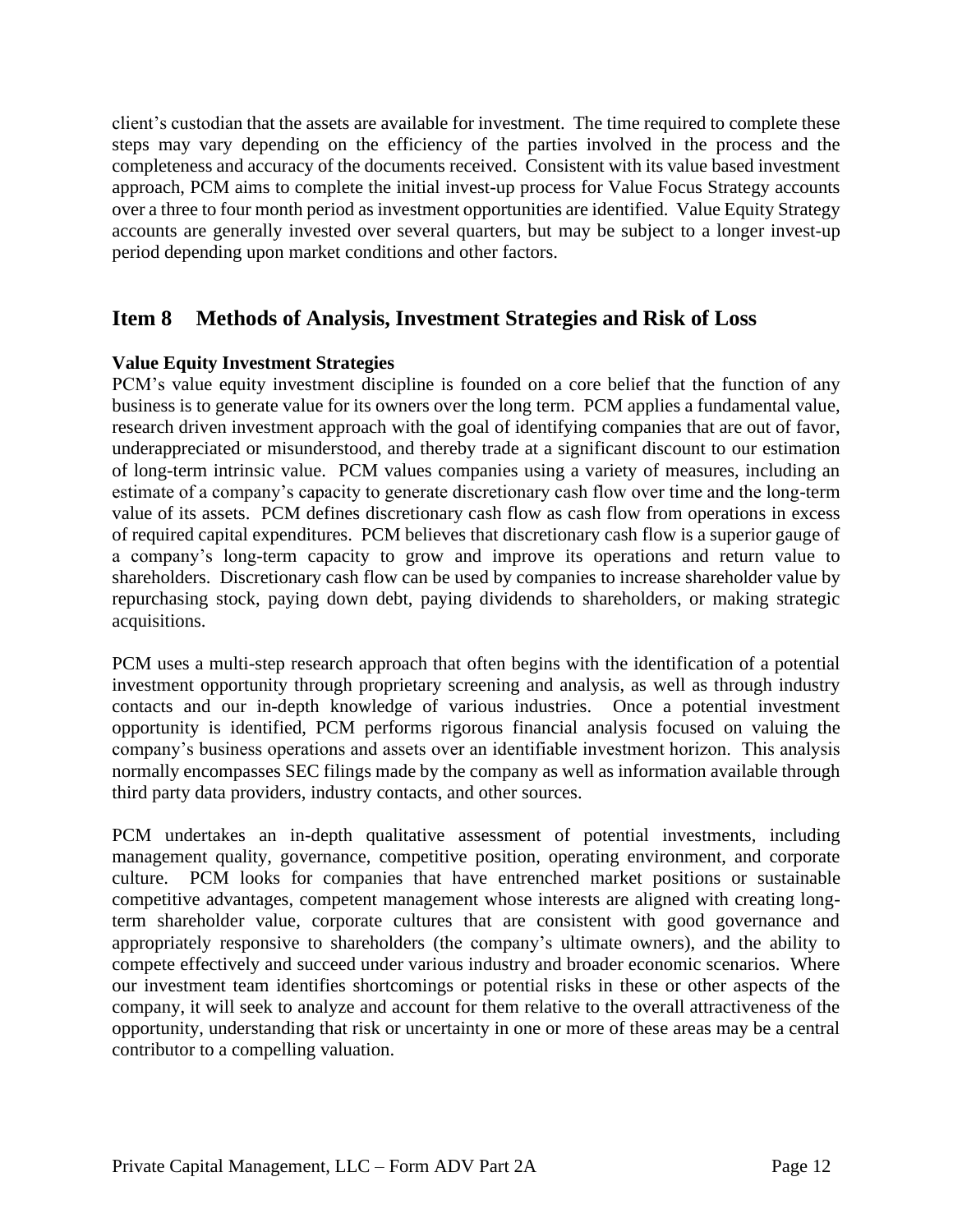client's custodian that the assets are available for investment. The time required to complete these steps may vary depending on the efficiency of the parties involved in the process and the completeness and accuracy of the documents received. Consistent with its value based investment approach, PCM aims to complete the initial invest-up process for Value Focus Strategy accounts over a three to four month period as investment opportunities are identified. Value Equity Strategy accounts are generally invested over several quarters, but may be subject to a longer invest-up period depending upon market conditions and other factors.

## Item 8 Methods of Analysis, Investment Strategies and Risk of Loss

**Value Equity Investment Strategies**

PCM's value equity investment discipline is founded on a core belief that the function of any business is to generate value for its owners over the long term. PCM applies a fundamental value, research driven investment approach with the goal of identifying companies that are out of favor, underappreciated or misunderstood, and thereby trade at a significant discount to our estimation of long-term intrinsic value. PCM values companies using a variety of measures, including an estimate of a company's capacity to generate discretionary cash flow over time and the long-term value of its assets. PCM defines discretionary cash flow as cash flow from operations in excess of required capital expenditures. PCM believes that discretionary cash flow is a superior gauge of a company's long-term capacity to grow and improve its operations and return value to shareholders. Discretionary cash flow can be used by companies to increase shareholder value by repurchasing stock, paying down debt, paying dividends to shareholders, or making strategic acquisitions.

PCM uses a multi-step research approach that often begins with the identification of a potential investment opportunity through proprietary screening and analysis, as well as through industry contacts and our in-depth knowledge of various industries. Once a potential investment opportunity is identified, PCM performs rigorous financial analysis focused on valuing the company's business operations and assets over an identifiable investment horizon. This analysis normally encompasses SEC filings made by the company as well as information available through third party data providers, industry contacts, and other sources.

PCM undertakes an in-depth qualitative assessment of potential investments, including management quality, governance, competitive position, operating environment, and corporate culture. PCM looks for companies that have entrenched market positions or sustainable competitive advantages, competent management whose interests are aligned with creating long-term shareholder value, corporate cultures that are consistent with good governance and appropriately responsive to shareholders (the company's ultimate owners), and the ability to compete effectively and succeed under various industry and broader economic scenarios. Where our investment team identifies shortcomings or potential risks in these or other aspects of the company, it will seek to analyze and account for them relative to the overall attractiveness of the opportunity, understanding that risk or uncertainty in one or more of these areas may be a central contributor to a compelling valuation.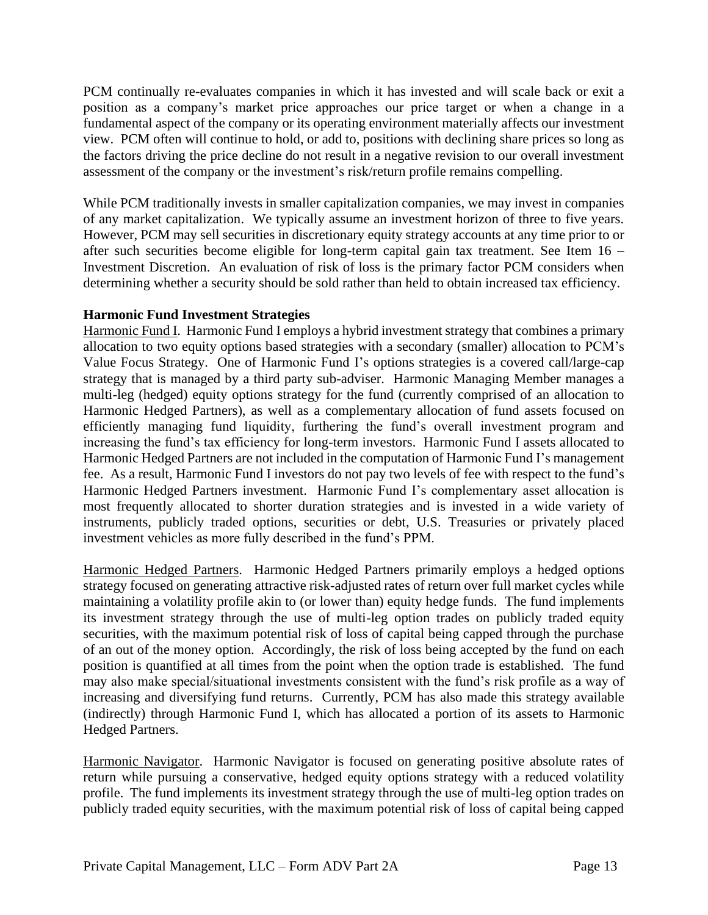PCM continually re-evaluates companies in which it has invested and will scale back or exit a position as a company's market price approaches our price target or when a change in a fundamental aspect of the company or its operating environment materially affects our investment view. PCM often will continue to hold, or add to, positions with declining share prices so long as the factors driving the price decline do not result in a negative revision to our overall investment assessment of the company or the investment's risk/return profile remains compelling.

While PCM traditionally invests in smaller capitalization companies, we may invest in companies of any market capitalization. We typically assume an investment horizon of three to five years. However, PCM may sell securities in discretionary equity strategy accounts at any time prior to or after such securities become eligible for long-term capital gain tax treatment. See Item 16 – Investment Discretion. An evaluation of risk of loss is the primary factor PCM considers when determining whether a security should be sold rather than held to obtain increased tax efficiency.

**Harmonic Fund Investment Strategies**

Harmonic Fund I. Harmonic Fund I employs a hybrid investment strategy that combines a primary allocation to two equity options based strategies with a secondary (smaller) allocation to PCM's Value Focus Strategy. One of Harmonic Fund I's options strategies is a covered call/large-cap strategy that is managed by a third party sub-adviser. Harmonic Managing Member manages a multi-leg (hedged) equity options strategy for the fund (currently comprised of an allocation to Harmonic Hedged Partners), as well as a complementary allocation of fund assets focused on efficiently managing fund liquidity, furthering the fund's overall investment program and increasing the fund's tax efficiency for long-term investors. Harmonic Fund I assets allocated to Harmonic Hedged Partners are not included in the computation of Harmonic Fund I's management fee. As a result, Harmonic Fund I investors do not pay two levels of fee with respect to the fund's Harmonic Hedged Partners investment. Harmonic Fund I's complementary asset allocation is most frequently allocated to shorter duration strategies and is invested in a wide variety of instruments, publicly traded options, securities or debt, U.S. Treasuries or privately placed investment vehicles as more fully described in the fund's PPM.

Harmonic Hedged Partners. Harmonic Hedged Partners primarily employs a hedged options strategy focused on generating attractive risk-adjusted rates of return over full market cycles while maintaining a volatility profile akin to (or lower than) equity hedge funds. The fund implements its investment strategy through the use of multi-leg option trades on publicly traded equity securities, with the maximum potential risk of loss of capital being capped through the purchase of an out of the money option. Accordingly, the risk of loss being accepted by the fund on each position is quantified at all times from the point when the option trade is established. The fund may also make special/situational investments consistent with the fund's risk profile as a way of increasing and diversifying fund returns. Currently, PCM has also made this strategy available (indirectly) through Harmonic Fund I, which has allocated a portion of its assets to Harmonic Hedged Partners.

Harmonic Navigator. Harmonic Navigator is focused on generating positive absolute rates of return while pursuing a conservative, hedged equity options strategy with a reduced volatility profile. The fund implements its investment strategy through the use of multi-leg option trades on publicly traded equity securities, with the maximum potential risk of loss of capital being capped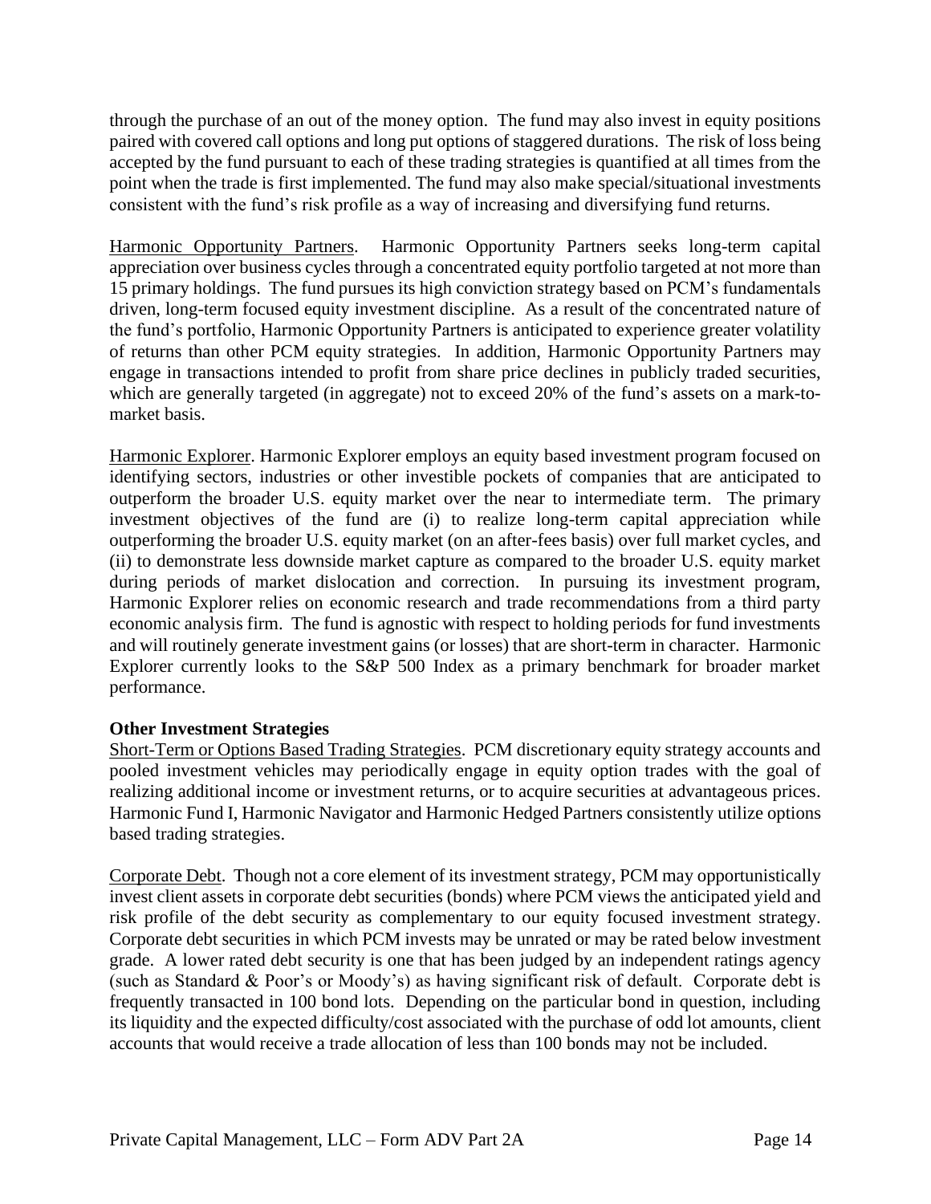through the purchase of an out of the money option. The fund may also invest in equity positions paired with covered call options and long put options of staggered durations. The risk of loss being accepted by the fund pursuant to each of these trading strategies is quantified at all times from the point when the trade is first implemented. The fund may also make special/situational investments consistent with the fund's risk profile as a way of increasing and diversifying fund returns.

<u>Harmonic Opportunity Partners</u>. Harmonic Opportunity Partners seeks long-term capital appreciation over business cycles through a concentrated equity portfolio targeted at not more than 15 primary holdings. The fund pursues its high conviction strategy based on PCM's fundamentals driven, long-term focused equity investment discipline. As a result of the concentrated nature of the fund's portfolio, Harmonic Opportunity Partners is anticipated to experience greater volatility of returns than other PCM equity strategies. In addition, Harmonic Opportunity Partners may engage in transactions intended to profit from share price declines in publicly traded securities, which are generally targeted (in aggregate) not to exceed 20% of the fund's assets on a mark-to-market basis.

<u>Harmonic Explorer</u>. Harmonic Explorer employs an equity based investment program focused on identifying sectors, industries or other investible pockets of companies that are anticipated to outperform the broader U.S. equity market over the near to intermediate term. The primary investment objectives of the fund are (i) to realize long-term capital appreciation while outperforming the broader U.S. equity market (on an after-fees basis) over full market cycles, and (ii) to demonstrate less downside market capture as compared to the broader U.S. equity market during periods of market dislocation and correction. In pursuing its investment program, Harmonic Explorer relies on economic research and trade recommendations from a third party economic analysis firm. The fund is agnostic with respect to holding periods for fund investments and will routinely generate investment gains (or losses) that are short-term in character. Harmonic Explorer currently looks to the S&P 500 Index as a primary benchmark for broader market performance.

**Other Investment Strategies**

<u>Short-Term or Options Based Trading Strategies</u>. PCM discretionary equity strategy accounts and pooled investment vehicles may periodically engage in equity option trades with the goal of realizing additional income or investment returns, or to acquire securities at advantageous prices. Harmonic Fund I, Harmonic Navigator and Harmonic Hedged Partners consistently utilize options based trading strategies.

<u>Corporate Debt</u>. Though not a core element of its investment strategy, PCM may opportunistically invest client assets in corporate debt securities (bonds) where PCM views the anticipated yield and risk profile of the debt security as complementary to our equity focused investment strategy. Corporate debt securities in which PCM invests may be unrated or may be rated below investment grade. A lower rated debt security is one that has been judged by an independent ratings agency (such as Standard & Poor's or Moody's) as having significant risk of default. Corporate debt is frequently transacted in 100 bond lots. Depending on the particular bond in question, including its liquidity and the expected difficulty/cost associated with the purchase of odd lot amounts, client accounts that would receive a trade allocation of less than 100 bonds may not be included.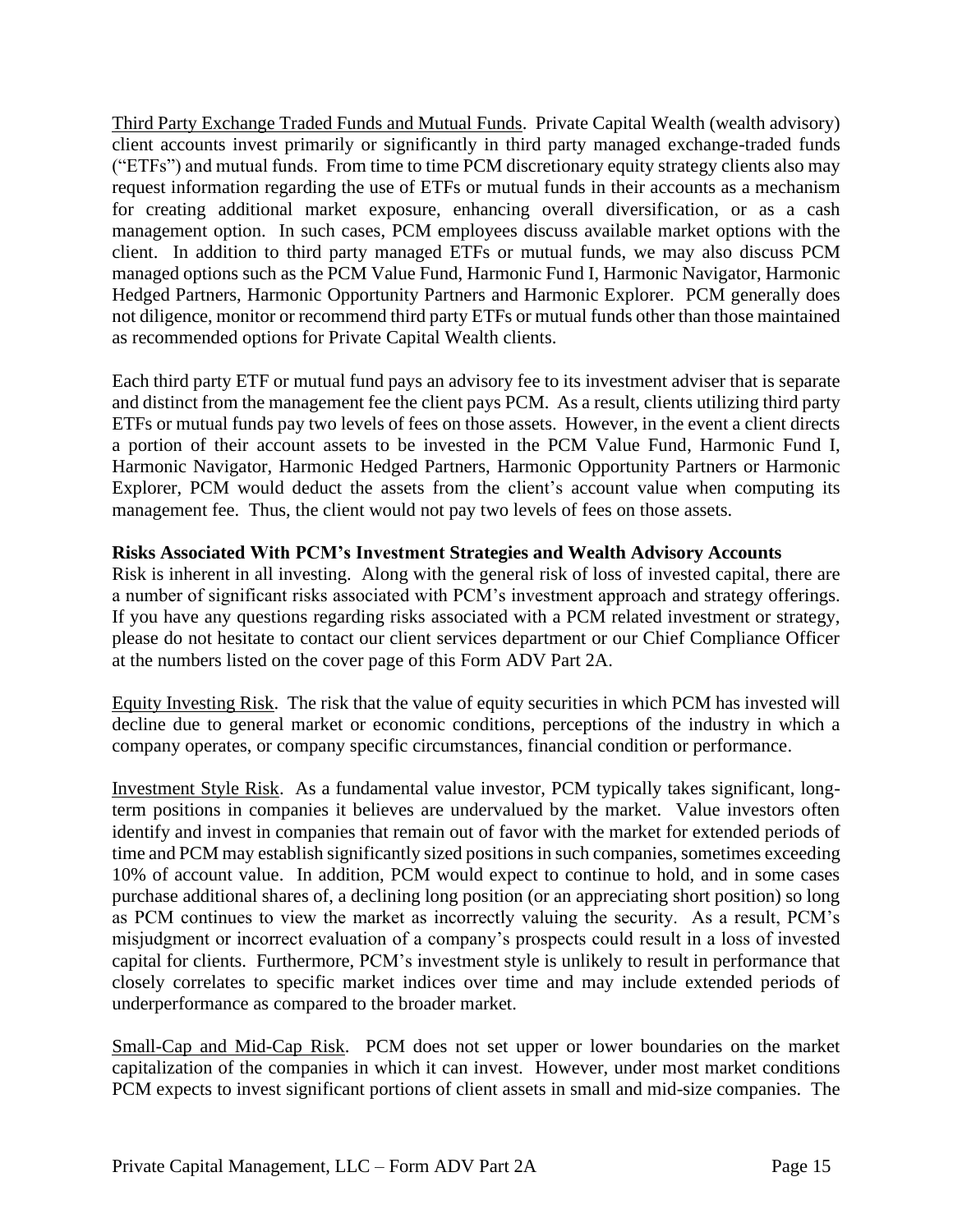Third Party Exchange Traded Funds and Mutual Funds. Private Capital Wealth (wealth advisory) client accounts invest primarily or significantly in third party managed exchange-traded funds ("ETFs") and mutual funds. From time to time PCM discretionary equity strategy clients also may request information regarding the use of ETFs or mutual funds in their accounts as a mechanism for creating additional market exposure, enhancing overall diversification, or as a cash management option. In such cases, PCM employees discuss available market options with the client. In addition to third party managed ETFs or mutual funds, we may also discuss PCM managed options such as the PCM Value Fund, Harmonic Fund I, Harmonic Navigator, Harmonic Hedged Partners, Harmonic Opportunity Partners and Harmonic Explorer. PCM generally does not diligence, monitor or recommend third party ETFs or mutual funds other than those maintained as recommended options for Private Capital Wealth clients.

Each third party ETF or mutual fund pays an advisory fee to its investment adviser that is separate and distinct from the management fee the client pays PCM. As a result, clients utilizing third party ETFs or mutual funds pay two levels of fees on those assets. However, in the event a client directs a portion of their account assets to be invested in the PCM Value Fund, Harmonic Fund I, Harmonic Navigator, Harmonic Hedged Partners, Harmonic Opportunity Partners or Harmonic Explorer, PCM would deduct the assets from the client's account value when computing its management fee. Thus, the client would not pay two levels of fees on those assets.

**Risks Associated With PCM's Investment Strategies and Wealth Advisory Accounts**

Risk is inherent in all investing. Along with the general risk of loss of invested capital, there are a number of significant risks associated with PCM's investment approach and strategy offerings. If you have any questions regarding risks associated with a PCM related investment or strategy, please do not hesitate to contact our client services department or our Chief Compliance Officer at the numbers listed on the cover page of this Form ADV Part 2A.

Equity Investing Risk. The risk that the value of equity securities in which PCM has invested will decline due to general market or economic conditions, perceptions of the industry in which a company operates, or company specific circumstances, financial condition or performance.

Investment Style Risk. As a fundamental value investor, PCM typically takes significant, long-term positions in companies it believes are undervalued by the market. Value investors often identify and invest in companies that remain out of favor with the market for extended periods of time and PCM may establish significantly sized positions in such companies, sometimes exceeding 10% of account value. In addition, PCM would expect to continue to hold, and in some cases purchase additional shares of, a declining long position (or an appreciating short position) so long as PCM continues to view the market as incorrectly valuing the security. As a result, PCM's misjudgment or incorrect evaluation of a company's prospects could result in a loss of invested capital for clients. Furthermore, PCM's investment style is unlikely to result in performance that closely correlates to specific market indices over time and may include extended periods of underperformance as compared to the broader market.

Small-Cap and Mid-Cap Risk. PCM does not set upper or lower boundaries on the market capitalization of the companies in which it can invest. However, under most market conditions PCM expects to invest significant portions of client assets in small and mid-size companies. The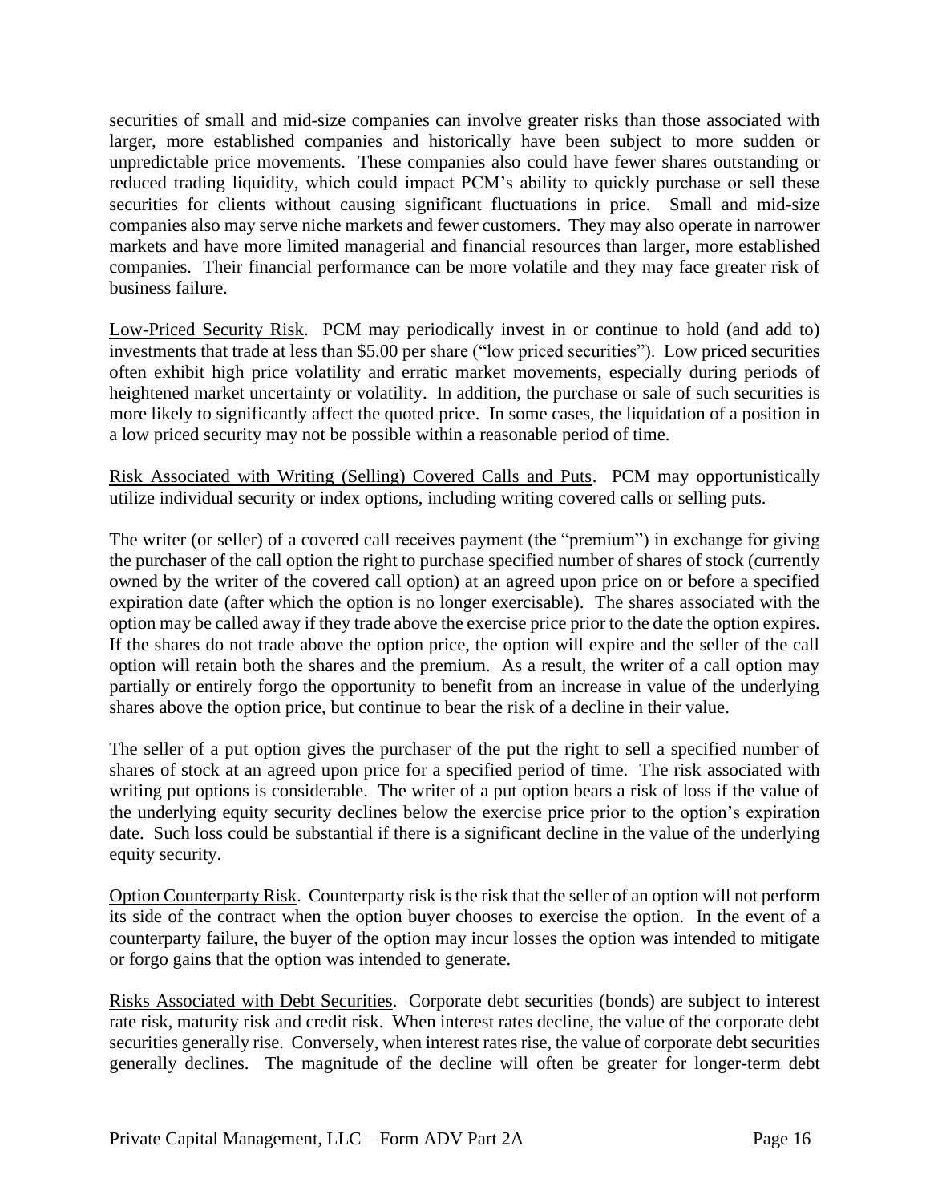securities of small and mid-size companies can involve greater risks than those associated with larger, more established companies and historically have been subject to more sudden or unpredictable price movements. These companies also could have fewer shares outstanding or reduced trading liquidity, which could impact PCM's ability to quickly purchase or sell these securities for clients without causing significant fluctuations in price. Small and mid-size companies also may serve niche markets and fewer customers. They may also operate in narrower markets and have more limited managerial and financial resources than larger, more established companies. Their financial performance can be more volatile and they may face greater risk of business failure.

Low-Priced Security Risk. PCM may periodically invest in or continue to hold (and add to) investments that trade at less than \$5.00 per share ("low priced securities"). Low priced securities often exhibit high price volatility and erratic market movements, especially during periods of heightened market uncertainty or volatility. In addition, the purchase or sale of such securities is more likely to significantly affect the quoted price. In some cases, the liquidation of a position in a low priced security may not be possible within a reasonable period of time.

Risk Associated with Writing (Selling) Covered Calls and Puts. PCM may opportunistically utilize individual security or index options, including writing covered calls or selling puts.

The writer (or seller) of a covered call receives payment (the "premium") in exchange for giving the purchaser of the call option the right to purchase specified number of shares of stock (currently owned by the writer of the covered call option) at an agreed upon price on or before a specified expiration date (after which the option is no longer exercisable). The shares associated with the option may be called away if they trade above the exercise price prior to the date the option expires. If the shares do not trade above the option price, the option will expire and the seller of the call option will retain both the shares and the premium. As a result, the writer of a call option may partially or entirely forgo the opportunity to benefit from an increase in value of the underlying shares above the option price, but continue to bear the risk of a decline in their value.

The seller of a put option gives the purchaser of the put the right to sell a specified number of shares of stock at an agreed upon price for a specified period of time. The risk associated with writing put options is considerable. The writer of a put option bears a risk of loss if the value of the underlying equity security declines below the exercise price prior to the option's expiration date. Such loss could be substantial if there is a significant decline in the value of the underlying equity security.

Option Counterparty Risk. Counterparty risk is the risk that the seller of an option will not perform its side of the contract when the option buyer chooses to exercise the option. In the event of a counterparty failure, the buyer of the option may incur losses the option was intended to mitigate or forgo gains that the option was intended to generate.

Risks Associated with Debt Securities. Corporate debt securities (bonds) are subject to interest rate risk, maturity risk and credit risk. When interest rates decline, the value of the corporate debt securities generally rise. Conversely, when interest rates rise, the value of corporate debt securities generally declines. The magnitude of the decline will often be greater for longer-term debt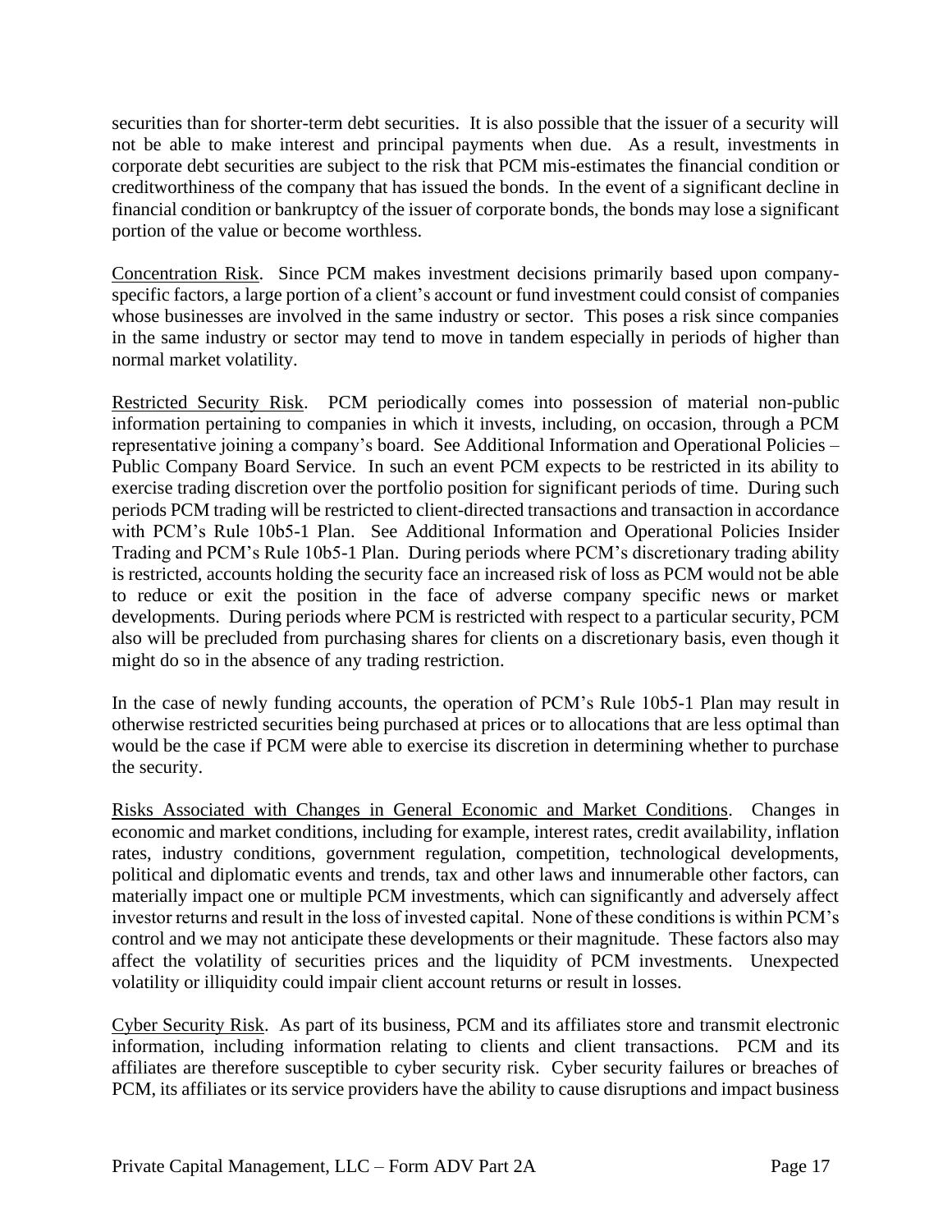securities than for shorter-term debt securities. It is also possible that the issuer of a security will not be able to make interest and principal payments when due. As a result, investments in corporate debt securities are subject to the risk that PCM mis-estimates the financial condition or creditworthiness of the company that has issued the bonds. In the event of a significant decline in financial condition or bankruptcy of the issuer of corporate bonds, the bonds may lose a significant portion of the value or become worthless.

Concentration Risk. Since PCM makes investment decisions primarily based upon company-specific factors, a large portion of a client's account or fund investment could consist of companies whose businesses are involved in the same industry or sector. This poses a risk since companies in the same industry or sector may tend to move in tandem especially in periods of higher than normal market volatility.

Restricted Security Risk. PCM periodically comes into possession of material non-public information pertaining to companies in which it invests, including, on occasion, through a PCM representative joining a company's board. See Additional Information and Operational Policies – Public Company Board Service. In such an event PCM expects to be restricted in its ability to exercise trading discretion over the portfolio position for significant periods of time. During such periods PCM trading will be restricted to client-directed transactions and transaction in accordance with PCM's Rule 10b5-1 Plan. See Additional Information and Operational Policies Insider Trading and PCM's Rule 10b5-1 Plan. During periods where PCM's discretionary trading ability is restricted, accounts holding the security face an increased risk of loss as PCM would not be able to reduce or exit the position in the face of adverse company specific news or market developments. During periods where PCM is restricted with respect to a particular security, PCM also will be precluded from purchasing shares for clients on a discretionary basis, even though it might do so in the absence of any trading restriction.

In the case of newly funding accounts, the operation of PCM's Rule 10b5-1 Plan may result in otherwise restricted securities being purchased at prices or to allocations that are less optimal than would be the case if PCM were able to exercise its discretion in determining whether to purchase the security.

Risks Associated with Changes in General Economic and Market Conditions. Changes in economic and market conditions, including for example, interest rates, credit availability, inflation rates, industry conditions, government regulation, competition, technological developments, political and diplomatic events and trends, tax and other laws and innumerable other factors, can materially impact one or multiple PCM investments, which can significantly and adversely affect investor returns and result in the loss of invested capital. None of these conditions is within PCM's control and we may not anticipate these developments or their magnitude. These factors also may affect the volatility of securities prices and the liquidity of PCM investments. Unexpected volatility or illiquidity could impair client account returns or result in losses.

Cyber Security Risk. As part of its business, PCM and its affiliates store and transmit electronic information, including information relating to clients and client transactions. PCM and its affiliates are therefore susceptible to cyber security risk. Cyber security failures or breaches of PCM, its affiliates or its service providers have the ability to cause disruptions and impact business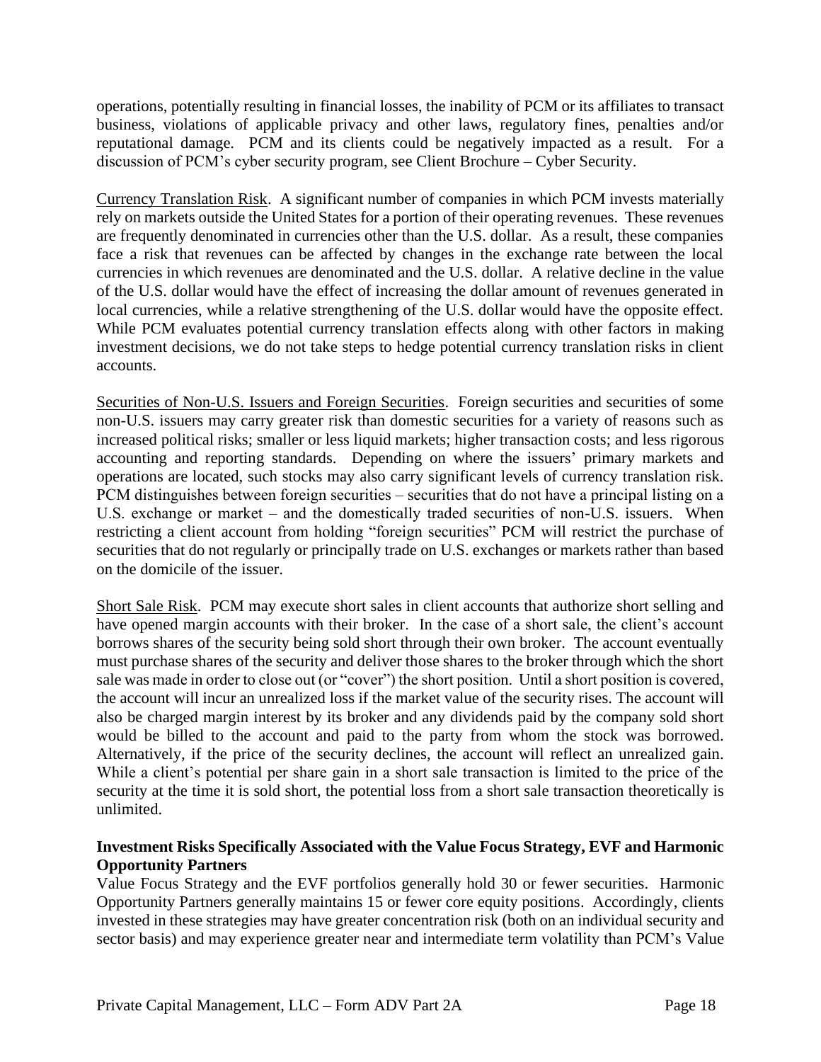operations, potentially resulting in financial losses, the inability of PCM or its affiliates to transact business, violations of applicable privacy and other laws, regulatory fines, penalties and/or reputational damage. PCM and its clients could be negatively impacted as a result. For a discussion of PCM's cyber security program, see Client Brochure – Cyber Security.

Currency Translation Risk. A significant number of companies in which PCM invests materially rely on markets outside the United States for a portion of their operating revenues. These revenues are frequently denominated in currencies other than the U.S. dollar. As a result, these companies face a risk that revenues can be affected by changes in the exchange rate between the local currencies in which revenues are denominated and the U.S. dollar. A relative decline in the value of the U.S. dollar would have the effect of increasing the dollar amount of revenues generated in local currencies, while a relative strengthening of the U.S. dollar would have the opposite effect. While PCM evaluates potential currency translation effects along with other factors in making investment decisions, we do not take steps to hedge potential currency translation risks in client accounts.

Securities of Non-U.S. Issuers and Foreign Securities. Foreign securities and securities of some non-U.S. issuers may carry greater risk than domestic securities for a variety of reasons such as increased political risks; smaller or less liquid markets; higher transaction costs; and less rigorous accounting and reporting standards. Depending on where the issuers' primary markets and operations are located, such stocks may also carry significant levels of currency translation risk. PCM distinguishes between foreign securities – securities that do not have a principal listing on a U.S. exchange or market – and the domestically traded securities of non-U.S. issuers. When restricting a client account from holding "foreign securities" PCM will restrict the purchase of securities that do not regularly or principally trade on U.S. exchanges or markets rather than based on the domicile of the issuer.

Short Sale Risk. PCM may execute short sales in client accounts that authorize short selling and have opened margin accounts with their broker. In the case of a short sale, the client's account borrows shares of the security being sold short through their own broker. The account eventually must purchase shares of the security and deliver those shares to the broker through which the short sale was made in order to close out (or "cover") the short position. Until a short position is covered, the account will incur an unrealized loss if the market value of the security rises. The account will also be charged margin interest by its broker and any dividends paid by the company sold short would be billed to the account and paid to the party from whom the stock was borrowed. Alternatively, if the price of the security declines, the account will reflect an unrealized gain. While a client's potential per share gain in a short sale transaction is limited to the price of the security at the time it is sold short, the potential loss from a short sale transaction theoretically is unlimited.

**Investment Risks Specifically Associated with the Value Focus Strategy, EVF and Harmonic Opportunity Partners**

Value Focus Strategy and the EVF portfolios generally hold 30 or fewer securities. Harmonic Opportunity Partners generally maintains 15 or fewer core equity positions. Accordingly, clients invested in these strategies may have greater concentration risk (both on an individual security and sector basis) and may experience greater near and intermediate term volatility than PCM's Value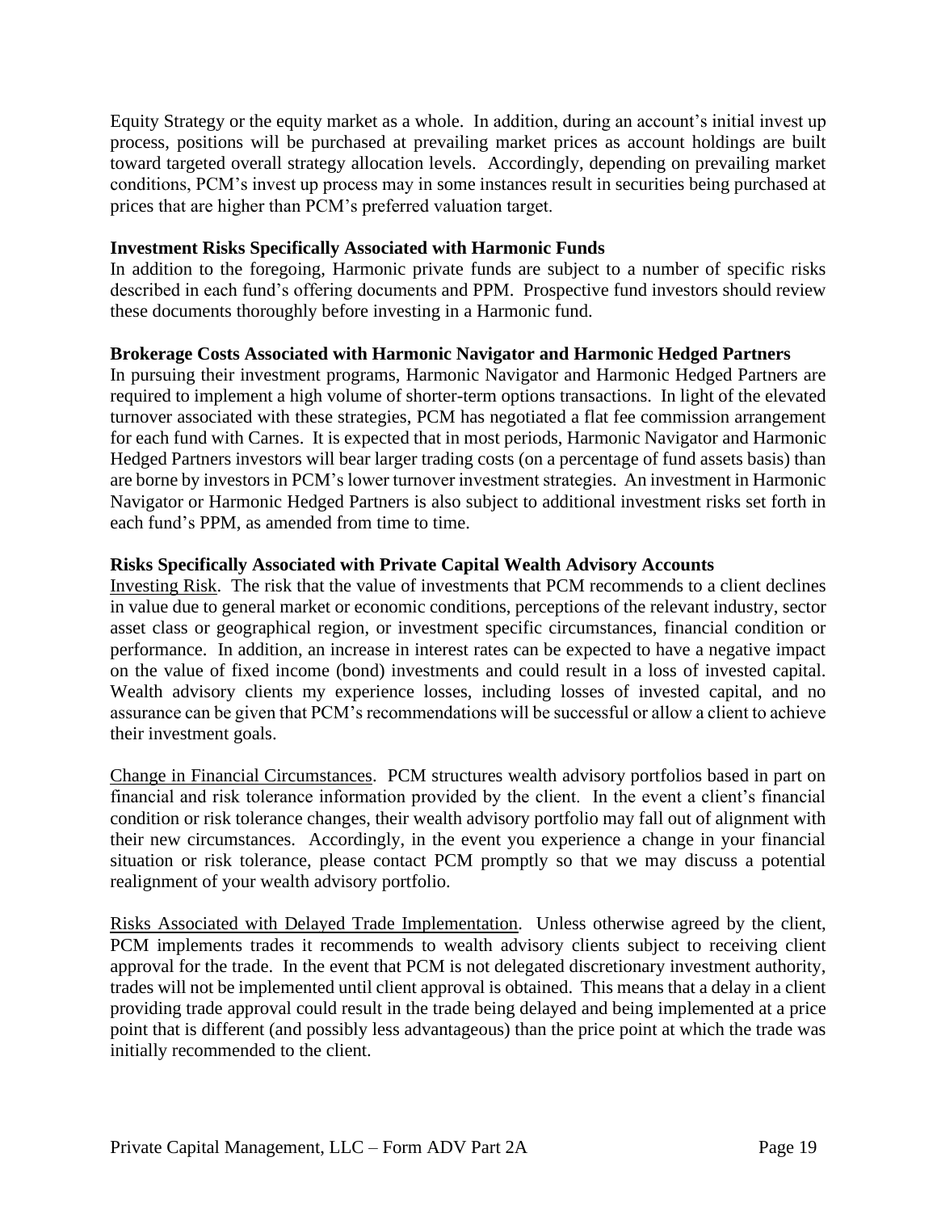Equity Strategy or the equity market as a whole. In addition, during an account's initial invest up process, positions will be purchased at prevailing market prices as account holdings are built toward targeted overall strategy allocation levels. Accordingly, depending on prevailing market conditions, PCM's invest up process may in some instances result in securities being purchased at prices that are higher than PCM's preferred valuation target.

**Investment Risks Specifically Associated with Harmonic Funds**

In addition to the foregoing, Harmonic private funds are subject to a number of specific risks described in each fund's offering documents and PPM. Prospective fund investors should review these documents thoroughly before investing in a Harmonic fund.

**Brokerage Costs Associated with Harmonic Navigator and Harmonic Hedged Partners**

In pursuing their investment programs, Harmonic Navigator and Harmonic Hedged Partners are required to implement a high volume of shorter-term options transactions. In light of the elevated turnover associated with these strategies, PCM has negotiated a flat fee commission arrangement for each fund with Carnes. It is expected that in most periods, Harmonic Navigator and Harmonic Hedged Partners investors will bear larger trading costs (on a percentage of fund assets basis) than are borne by investors in PCM's lower turnover investment strategies. An investment in Harmonic Navigator or Harmonic Hedged Partners is also subject to additional investment risks set forth in each fund's PPM, as amended from time to time.

**Risks Specifically Associated with Private Capital Wealth Advisory Accounts**

Investing Risk. The risk that the value of investments that PCM recommends to a client declines in value due to general market or economic conditions, perceptions of the relevant industry, sector asset class or geographical region, or investment specific circumstances, financial condition or performance. In addition, an increase in interest rates can be expected to have a negative impact on the value of fixed income (bond) investments and could result in a loss of invested capital. Wealth advisory clients my experience losses, including losses of invested capital, and no assurance can be given that PCM's recommendations will be successful or allow a client to achieve their investment goals.

Change in Financial Circumstances. PCM structures wealth advisory portfolios based in part on financial and risk tolerance information provided by the client. In the event a client's financial condition or risk tolerance changes, their wealth advisory portfolio may fall out of alignment with their new circumstances. Accordingly, in the event you experience a change in your financial situation or risk tolerance, please contact PCM promptly so that we may discuss a potential realignment of your wealth advisory portfolio.

Risks Associated with Delayed Trade Implementation. Unless otherwise agreed by the client, PCM implements trades it recommends to wealth advisory clients subject to receiving client approval for the trade. In the event that PCM is not delegated discretionary investment authority, trades will not be implemented until client approval is obtained. This means that a delay in a client providing trade approval could result in the trade being delayed and being implemented at a price point that is different (and possibly less advantageous) than the price point at which the trade was initially recommended to the client.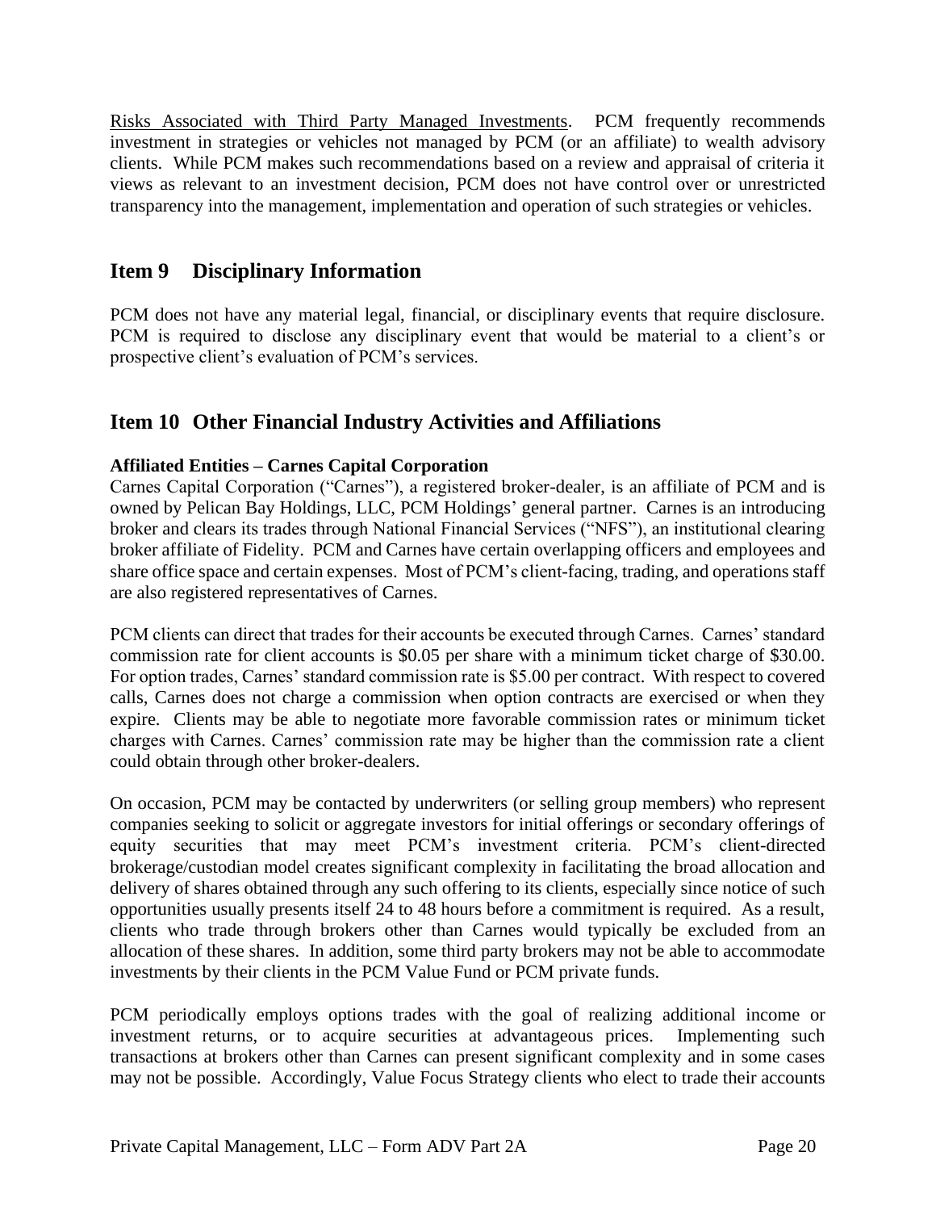Risks Associated with Third Party Managed Investments. PCM frequently recommends investment in strategies or vehicles not managed by PCM (or an affiliate) to wealth advisory clients. While PCM makes such recommendations based on a review and appraisal of criteria it views as relevant to an investment decision, PCM does not have control over or unrestricted transparency into the management, implementation and operation of such strategies or vehicles.

## Item 9 Disciplinary Information

PCM does not have any material legal, financial, or disciplinary events that require disclosure. PCM is required to disclose any disciplinary event that would be material to a client's or prospective client's evaluation of PCM's services.

## Item 10 Other Financial Industry Activities and Affiliations

**Affiliated Entities – Carnes Capital Corporation**

Carnes Capital Corporation ("Carnes"), a registered broker-dealer, is an affiliate of PCM and is owned by Pelican Bay Holdings, LLC, PCM Holdings' general partner. Carnes is an introducing broker and clears its trades through National Financial Services ("NFS"), an institutional clearing broker affiliate of Fidelity. PCM and Carnes have certain overlapping officers and employees and share office space and certain expenses. Most of PCM's client-facing, trading, and operations staff are also registered representatives of Carnes.

PCM clients can direct that trades for their accounts be executed through Carnes. Carnes' standard commission rate for client accounts is $0.05 per share with a minimum ticket charge of $30.00. For option trades, Carnes' standard commission rate is $5.00 per contract. With respect to covered calls, Carnes does not charge a commission when option contracts are exercised or when they expire. Clients may be able to negotiate more favorable commission rates or minimum ticket charges with Carnes. Carnes' commission rate may be higher than the commission rate a client could obtain through other broker-dealers.

On occasion, PCM may be contacted by underwriters (or selling group members) who represent companies seeking to solicit or aggregate investors for initial offerings or secondary offerings of equity securities that may meet PCM's investment criteria. PCM's client-directed brokerage/custodian model creates significant complexity in facilitating the broad allocation and delivery of shares obtained through any such offering to its clients, especially since notice of such opportunities usually presents itself 24 to 48 hours before a commitment is required. As a result, clients who trade through brokers other than Carnes would typically be excluded from an allocation of these shares. In addition, some third party brokers may not be able to accommodate investments by their clients in the PCM Value Fund or PCM private funds.

PCM periodically employs options trades with the goal of realizing additional income or investment returns, or to acquire securities at advantageous prices. Implementing such transactions at brokers other than Carnes can present significant complexity and in some cases may not be possible. Accordingly, Value Focus Strategy clients who elect to trade their accounts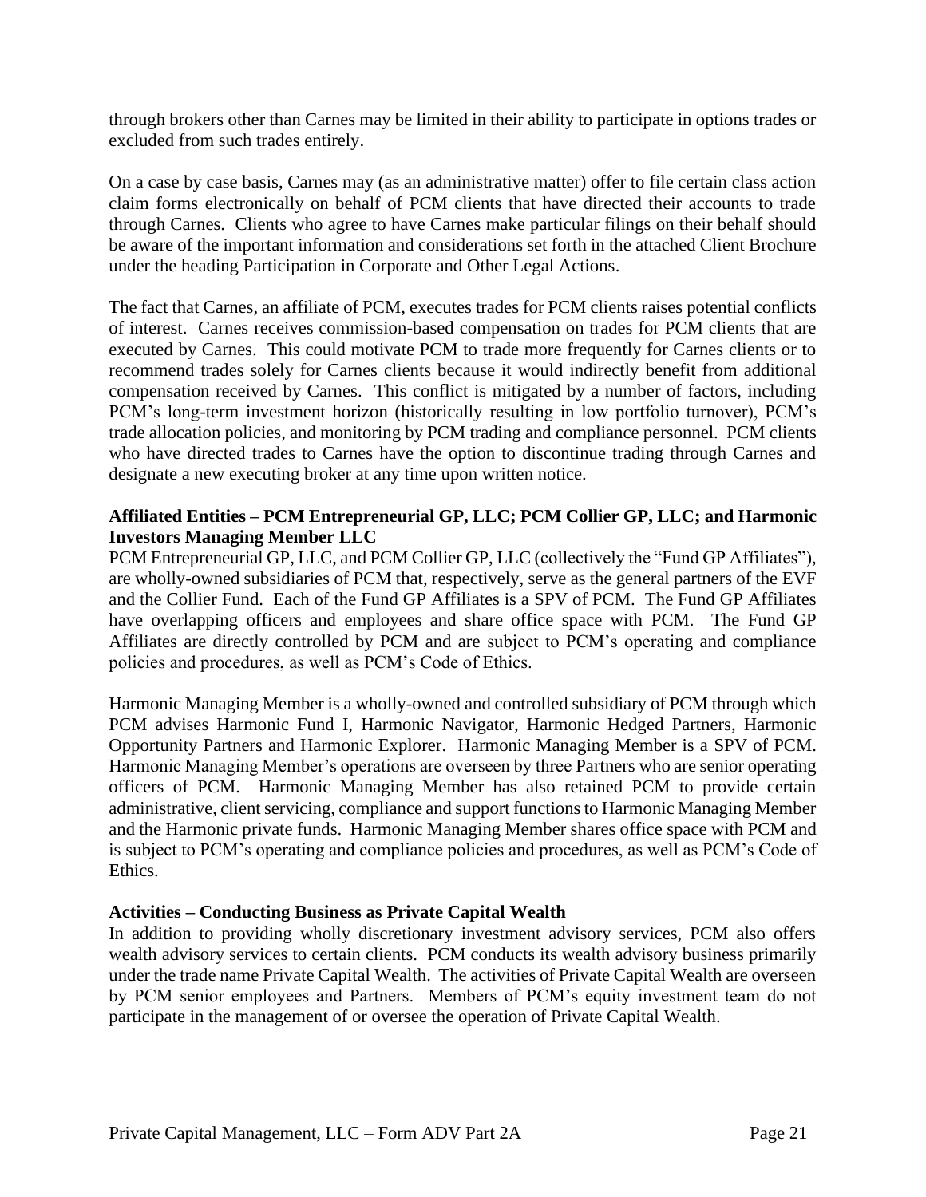through brokers other than Carnes may be limited in their ability to participate in options trades or excluded from such trades entirely.

On a case by case basis, Carnes may (as an administrative matter) offer to file certain class action claim forms electronically on behalf of PCM clients that have directed their accounts to trade through Carnes. Clients who agree to have Carnes make particular filings on their behalf should be aware of the important information and considerations set forth in the attached Client Brochure under the heading Participation in Corporate and Other Legal Actions.

The fact that Carnes, an affiliate of PCM, executes trades for PCM clients raises potential conflicts of interest. Carnes receives commission-based compensation on trades for PCM clients that are executed by Carnes. This could motivate PCM to trade more frequently for Carnes clients or to recommend trades solely for Carnes clients because it would indirectly benefit from additional compensation received by Carnes. This conflict is mitigated by a number of factors, including PCM's long-term investment horizon (historically resulting in low portfolio turnover), PCM's trade allocation policies, and monitoring by PCM trading and compliance personnel. PCM clients who have directed trades to Carnes have the option to discontinue trading through Carnes and designate a new executing broker at any time upon written notice.

**Affiliated Entities – PCM Entrepreneurial GP, LLC; PCM Collier GP, LLC; and Harmonic Investors Managing Member LLC**

PCM Entrepreneurial GP, LLC, and PCM Collier GP, LLC (collectively the "Fund GP Affiliates"), are wholly-owned subsidiaries of PCM that, respectively, serve as the general partners of the EVF and the Collier Fund. Each of the Fund GP Affiliates is a SPV of PCM. The Fund GP Affiliates have overlapping officers and employees and share office space with PCM. The Fund GP Affiliates are directly controlled by PCM and are subject to PCM's operating and compliance policies and procedures, as well as PCM's Code of Ethics.

Harmonic Managing Member is a wholly-owned and controlled subsidiary of PCM through which PCM advises Harmonic Fund I, Harmonic Navigator, Harmonic Hedged Partners, Harmonic Opportunity Partners and Harmonic Explorer. Harmonic Managing Member is a SPV of PCM. Harmonic Managing Member's operations are overseen by three Partners who are senior operating officers of PCM. Harmonic Managing Member has also retained PCM to provide certain administrative, client servicing, compliance and support functions to Harmonic Managing Member and the Harmonic private funds. Harmonic Managing Member shares office space with PCM and is subject to PCM's operating and compliance policies and procedures, as well as PCM's Code of Ethics.

**Activities – Conducting Business as Private Capital Wealth**

In addition to providing wholly discretionary investment advisory services, PCM also offers wealth advisory services to certain clients. PCM conducts its wealth advisory business primarily under the trade name Private Capital Wealth. The activities of Private Capital Wealth are overseen by PCM senior employees and Partners. Members of PCM's equity investment team do not participate in the management of or oversee the operation of Private Capital Wealth.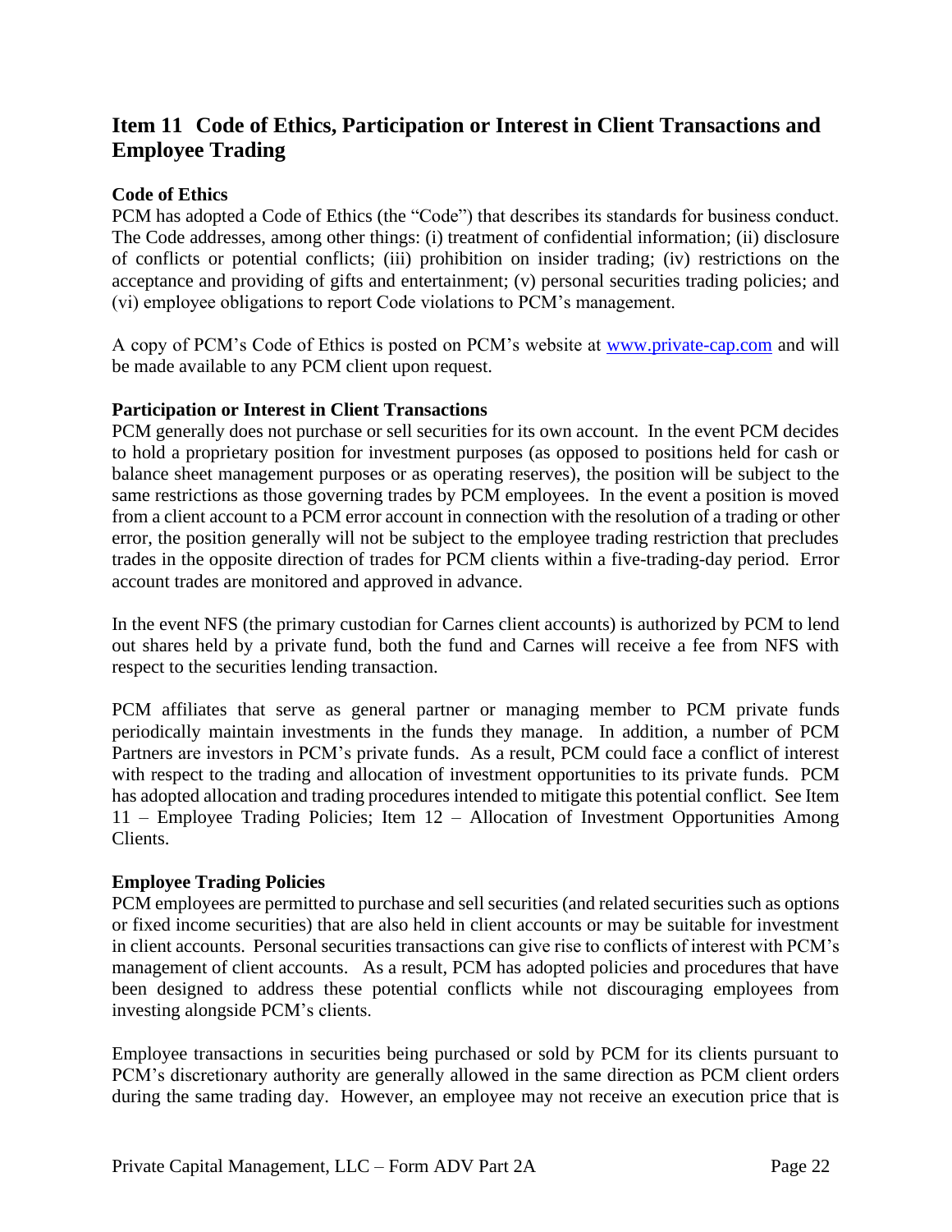## Item 11 Code of Ethics, Participation or Interest in Client Transactions and Employee Trading

**Code of Ethics**

PCM has adopted a Code of Ethics (the "Code") that describes its standards for business conduct. The Code addresses, among other things: (i) treatment of confidential information; (ii) disclosure of conflicts or potential conflicts; (iii) prohibition on insider trading; (iv) restrictions on the acceptance and providing of gifts and entertainment; (v) personal securities trading policies; and (vi) employee obligations to report Code violations to PCM's management.

A copy of PCM's Code of Ethics is posted on PCM's website at [www.private-cap.com](www.private-cap.com) and will be made available to any PCM client upon request.

**Participation or Interest in Client Transactions**

PCM generally does not purchase or sell securities for its own account. In the event PCM decides to hold a proprietary position for investment purposes (as opposed to positions held for cash or balance sheet management purposes or as operating reserves), the position will be subject to the same restrictions as those governing trades by PCM employees. In the event a position is moved from a client account to a PCM error account in connection with the resolution of a trading or other error, the position generally will not be subject to the employee trading restriction that precludes trades in the opposite direction of trades for PCM clients within a five-trading-day period. Error account trades are monitored and approved in advance.

In the event NFS (the primary custodian for Carnes client accounts) is authorized by PCM to lend out shares held by a private fund, both the fund and Carnes will receive a fee from NFS with respect to the securities lending transaction.

PCM affiliates that serve as general partner or managing member to PCM private funds periodically maintain investments in the funds they manage. In addition, a number of PCM Partners are investors in PCM's private funds. As a result, PCM could face a conflict of interest with respect to the trading and allocation of investment opportunities to its private funds. PCM has adopted allocation and trading procedures intended to mitigate this potential conflict. See Item 11 – Employee Trading Policies; Item 12 – Allocation of Investment Opportunities Among Clients.

**Employee Trading Policies**

PCM employees are permitted to purchase and sell securities (and related securities such as options or fixed income securities) that are also held in client accounts or may be suitable for investment in client accounts. Personal securities transactions can give rise to conflicts of interest with PCM's management of client accounts. As a result, PCM has adopted policies and procedures that have been designed to address these potential conflicts while not discouraging employees from investing alongside PCM's clients.

Employee transactions in securities being purchased or sold by PCM for its clients pursuant to PCM's discretionary authority are generally allowed in the same direction as PCM client orders during the same trading day. However, an employee may not receive an execution price that is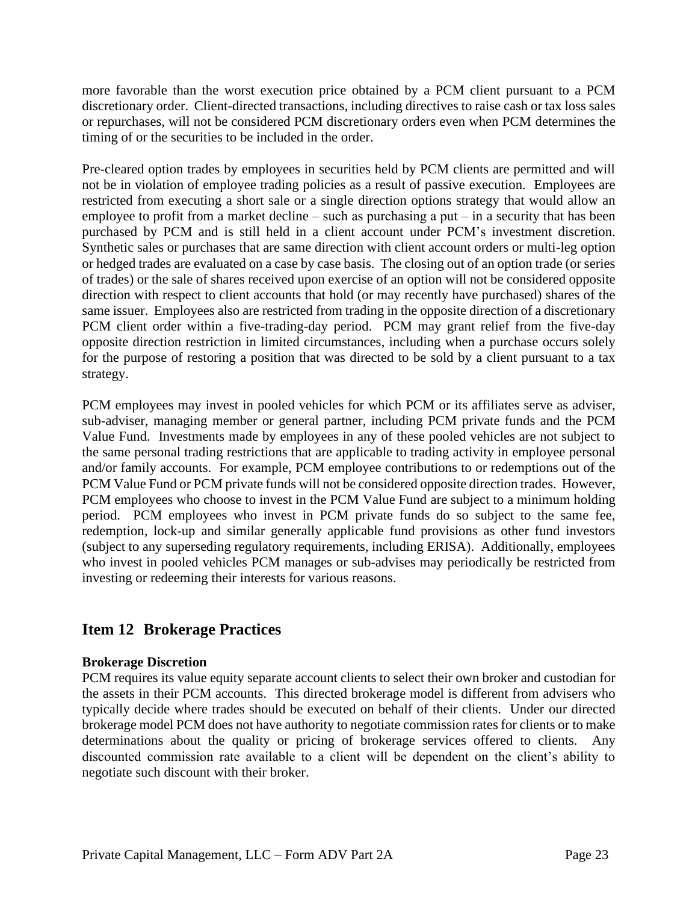more favorable than the worst execution price obtained by a PCM client pursuant to a PCM discretionary order. Client-directed transactions, including directives to raise cash or tax loss sales or repurchases, will not be considered PCM discretionary orders even when PCM determines the timing of or the securities to be included in the order.

Pre-cleared option trades by employees in securities held by PCM clients are permitted and will not be in violation of employee trading policies as a result of passive execution. Employees are restricted from executing a short sale or a single direction options strategy that would allow an employee to profit from a market decline – such as purchasing a put – in a security that has been purchased by PCM and is still held in a client account under PCM's investment discretion. Synthetic sales or purchases that are same direction with client account orders or multi-leg option or hedged trades are evaluated on a case by case basis. The closing out of an option trade (or series of trades) or the sale of shares received upon exercise of an option will not be considered opposite direction with respect to client accounts that hold (or may recently have purchased) shares of the same issuer. Employees also are restricted from trading in the opposite direction of a discretionary PCM client order within a five-trading-day period. PCM may grant relief from the five-day opposite direction restriction in limited circumstances, including when a purchase occurs solely for the purpose of restoring a position that was directed to be sold by a client pursuant to a tax strategy.

PCM employees may invest in pooled vehicles for which PCM or its affiliates serve as adviser, sub-adviser, managing member or general partner, including PCM private funds and the PCM Value Fund. Investments made by employees in any of these pooled vehicles are not subject to the same personal trading restrictions that are applicable to trading activity in employee personal and/or family accounts. For example, PCM employee contributions to or redemptions out of the PCM Value Fund or PCM private funds will not be considered opposite direction trades. However, PCM employees who choose to invest in the PCM Value Fund are subject to a minimum holding period. PCM employees who invest in PCM private funds do so subject to the same fee, redemption, lock-up and similar generally applicable fund provisions as other fund investors (subject to any superseding regulatory requirements, including ERISA). Additionally, employees who invest in pooled vehicles PCM manages or sub-advises may periodically be restricted from investing or redeeming their interests for various reasons.

## Item 12 Brokerage Practices

**Brokerage Discretion**

PCM requires its value equity separate account clients to select their own broker and custodian for the assets in their PCM accounts. This directed brokerage model is different from advisers who typically decide where trades should be executed on behalf of their clients. Under our directed brokerage model PCM does not have authority to negotiate commission rates for clients or to make determinations about the quality or pricing of brokerage services offered to clients. Any discounted commission rate available to a client will be dependent on the client's ability to negotiate such discount with their broker.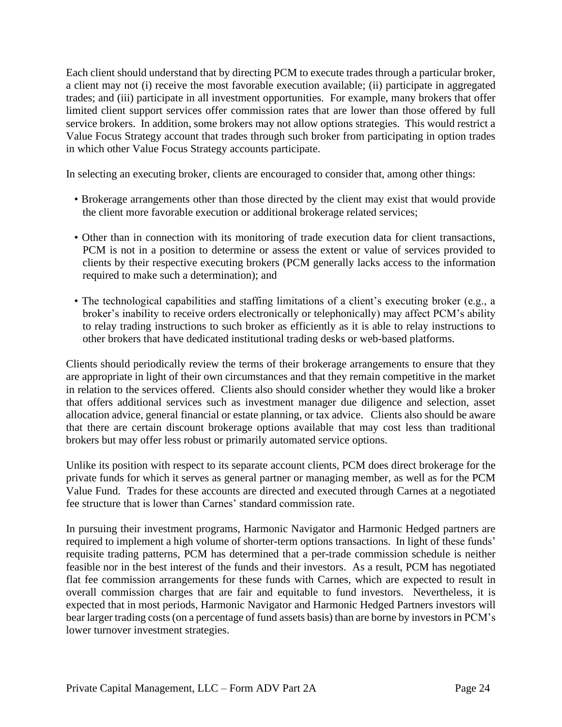Each client should understand that by directing PCM to execute trades through a particular broker, a client may not (i) receive the most favorable execution available; (ii) participate in aggregated trades; and (iii) participate in all investment opportunities. For example, many brokers that offer limited client support services offer commission rates that are lower than those offered by full service brokers. In addition, some brokers may not allow options strategies. This would restrict a Value Focus Strategy account that trades through such broker from participating in option trades in which other Value Focus Strategy accounts participate.

In selecting an executing broker, clients are encouraged to consider that, among other things:

- Brokerage arrangements other than those directed by the client may exist that would provide the client more favorable execution or additional brokerage related services;

- Other than in connection with its monitoring of trade execution data for client transactions, PCM is not in a position to determine or assess the extent or value of services provided to clients by their respective executing brokers (PCM generally lacks access to the information required to make such a determination); and

- The technological capabilities and staffing limitations of a client's executing broker (e.g., a broker's inability to receive orders electronically or telephonically) may affect PCM's ability to relay trading instructions to such broker as efficiently as it is able to relay instructions to other brokers that have dedicated institutional trading desks or web-based platforms.

Clients should periodically review the terms of their brokerage arrangements to ensure that they are appropriate in light of their own circumstances and that they remain competitive in the market in relation to the services offered. Clients also should consider whether they would like a broker that offers additional services such as investment manager due diligence and selection, asset allocation advice, general financial or estate planning, or tax advice. Clients also should be aware that there are certain discount brokerage options available that may cost less than traditional brokers but may offer less robust or primarily automated service options.

Unlike its position with respect to its separate account clients, PCM does direct brokerage for the private funds for which it serves as general partner or managing member, as well as for the PCM Value Fund. Trades for these accounts are directed and executed through Carnes at a negotiated fee structure that is lower than Carnes' standard commission rate.

In pursuing their investment programs, Harmonic Navigator and Harmonic Hedged partners are required to implement a high volume of shorter-term options transactions. In light of these funds' requisite trading patterns, PCM has determined that a per-trade commission schedule is neither feasible nor in the best interest of the funds and their investors. As a result, PCM has negotiated flat fee commission arrangements for these funds with Carnes, which are expected to result in overall commission charges that are fair and equitable to fund investors. Nevertheless, it is expected that in most periods, Harmonic Navigator and Harmonic Hedged Partners investors will bear larger trading costs (on a percentage of fund assets basis) than are borne by investors in PCM's lower turnover investment strategies.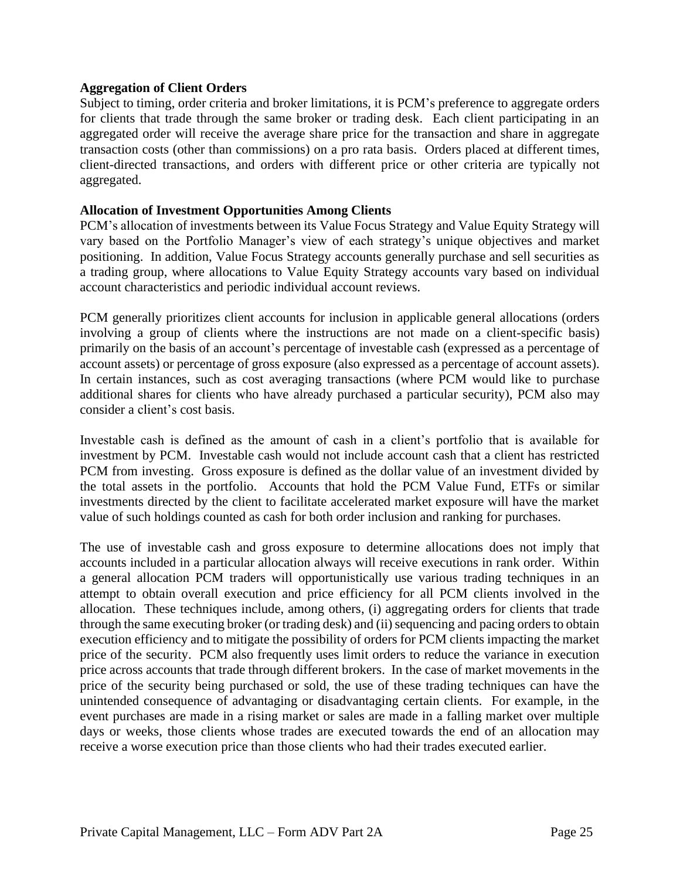**Aggregation of Client Orders**

Subject to timing, order criteria and broker limitations, it is PCM's preference to aggregate orders for clients that trade through the same broker or trading desk. Each client participating in an aggregated order will receive the average share price for the transaction and share in aggregate transaction costs (other than commissions) on a pro rata basis. Orders placed at different times, client-directed transactions, and orders with different price or other criteria are typically not aggregated.

**Allocation of Investment Opportunities Among Clients**

PCM's allocation of investments between its Value Focus Strategy and Value Equity Strategy will vary based on the Portfolio Manager's view of each strategy's unique objectives and market positioning. In addition, Value Focus Strategy accounts generally purchase and sell securities as a trading group, where allocations to Value Equity Strategy accounts vary based on individual account characteristics and periodic individual account reviews.

PCM generally prioritizes client accounts for inclusion in applicable general allocations (orders involving a group of clients where the instructions are not made on a client-specific basis) primarily on the basis of an account's percentage of investable cash (expressed as a percentage of account assets) or percentage of gross exposure (also expressed as a percentage of account assets). In certain instances, such as cost averaging transactions (where PCM would like to purchase additional shares for clients who have already purchased a particular security), PCM also may consider a client's cost basis.

Investable cash is defined as the amount of cash in a client's portfolio that is available for investment by PCM. Investable cash would not include account cash that a client has restricted PCM from investing. Gross exposure is defined as the dollar value of an investment divided by the total assets in the portfolio. Accounts that hold the PCM Value Fund, ETFs or similar investments directed by the client to facilitate accelerated market exposure will have the market value of such holdings counted as cash for both order inclusion and ranking for purchases.

The use of investable cash and gross exposure to determine allocations does not imply that accounts included in a particular allocation always will receive executions in rank order. Within a general allocation PCM traders will opportunistically use various trading techniques in an attempt to obtain overall execution and price efficiency for all PCM clients involved in the allocation. These techniques include, among others, (i) aggregating orders for clients that trade through the same executing broker (or trading desk) and (ii) sequencing and pacing orders to obtain execution efficiency and to mitigate the possibility of orders for PCM clients impacting the market price of the security. PCM also frequently uses limit orders to reduce the variance in execution price across accounts that trade through different brokers. In the case of market movements in the price of the security being purchased or sold, the use of these trading techniques can have the unintended consequence of advantaging or disadvantaging certain clients. For example, in the event purchases are made in a rising market or sales are made in a falling market over multiple days or weeks, those clients whose trades are executed towards the end of an allocation may receive a worse execution price than those clients who had their trades executed earlier.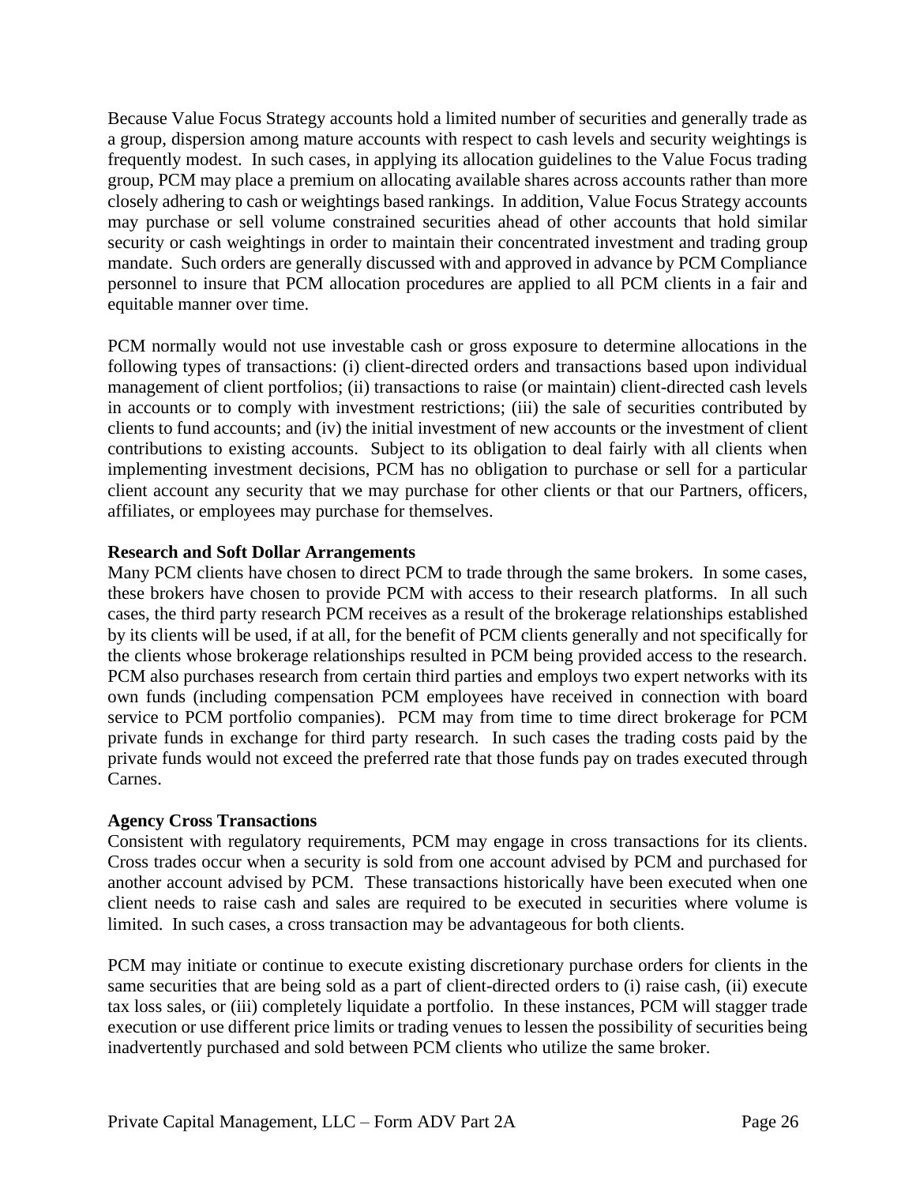Because Value Focus Strategy accounts hold a limited number of securities and generally trade as a group, dispersion among mature accounts with respect to cash levels and security weightings is frequently modest. In such cases, in applying its allocation guidelines to the Value Focus trading group, PCM may place a premium on allocating available shares across accounts rather than more closely adhering to cash or weightings based rankings. In addition, Value Focus Strategy accounts may purchase or sell volume constrained securities ahead of other accounts that hold similar security or cash weightings in order to maintain their concentrated investment and trading group mandate. Such orders are generally discussed with and approved in advance by PCM Compliance personnel to insure that PCM allocation procedures are applied to all PCM clients in a fair and equitable manner over time.

PCM normally would not use investable cash or gross exposure to determine allocations in the following types of transactions: (i) client-directed orders and transactions based upon individual management of client portfolios; (ii) transactions to raise (or maintain) client-directed cash levels in accounts or to comply with investment restrictions; (iii) the sale of securities contributed by clients to fund accounts; and (iv) the initial investment of new accounts or the investment of client contributions to existing accounts. Subject to its obligation to deal fairly with all clients when implementing investment decisions, PCM has no obligation to purchase or sell for a particular client account any security that we may purchase for other clients or that our Partners, officers, affiliates, or employees may purchase for themselves.

**Research and Soft Dollar Arrangements**

Many PCM clients have chosen to direct PCM to trade through the same brokers. In some cases, these brokers have chosen to provide PCM with access to their research platforms. In all such cases, the third party research PCM receives as a result of the brokerage relationships established by its clients will be used, if at all, for the benefit of PCM clients generally and not specifically for the clients whose brokerage relationships resulted in PCM being provided access to the research. PCM also purchases research from certain third parties and employs two expert networks with its own funds (including compensation PCM employees have received in connection with board service to PCM portfolio companies). PCM may from time to time direct brokerage for PCM private funds in exchange for third party research. In such cases the trading costs paid by the private funds would not exceed the preferred rate that those funds pay on trades executed through Carnes.

**Agency Cross Transactions**

Consistent with regulatory requirements, PCM may engage in cross transactions for its clients. Cross trades occur when a security is sold from one account advised by PCM and purchased for another account advised by PCM. These transactions historically have been executed when one client needs to raise cash and sales are required to be executed in securities where volume is limited. In such cases, a cross transaction may be advantageous for both clients.

PCM may initiate or continue to execute existing discretionary purchase orders for clients in the same securities that are being sold as a part of client-directed orders to (i) raise cash, (ii) execute tax loss sales, or (iii) completely liquidate a portfolio. In these instances, PCM will stagger trade execution or use different price limits or trading venues to lessen the possibility of securities being inadvertently purchased and sold between PCM clients who utilize the same broker.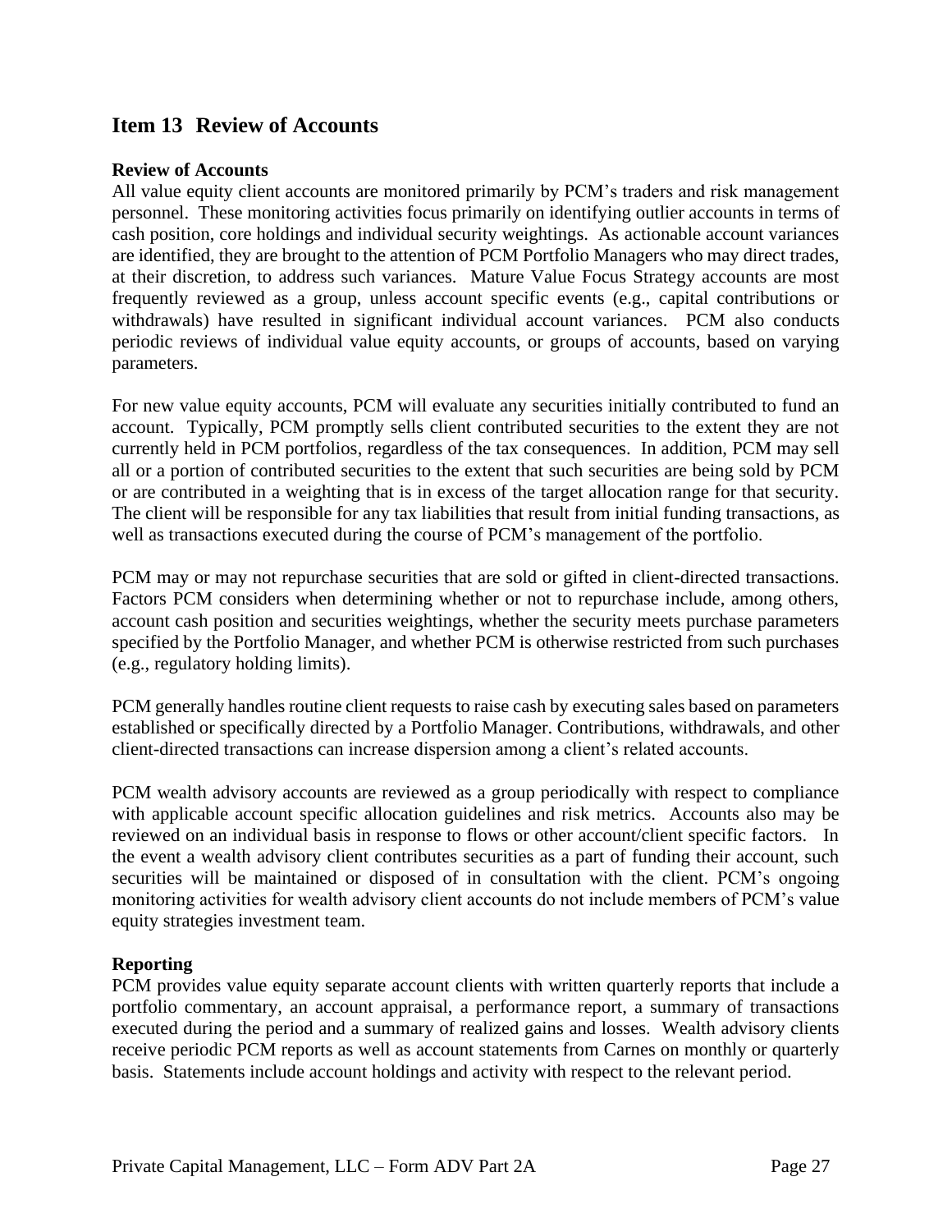## Item 13 Review of Accounts

### Review of Accounts

All value equity client accounts are monitored primarily by PCM's traders and risk management personnel. These monitoring activities focus primarily on identifying outlier accounts in terms of cash position, core holdings and individual security weightings. As actionable account variances are identified, they are brought to the attention of PCM Portfolio Managers who may direct trades, at their discretion, to address such variances. Mature Value Focus Strategy accounts are most frequently reviewed as a group, unless account specific events (e.g., capital contributions or withdrawals) have resulted in significant individual account variances. PCM also conducts periodic reviews of individual value equity accounts, or groups of accounts, based on varying parameters.

For new value equity accounts, PCM will evaluate any securities initially contributed to fund an account. Typically, PCM promptly sells client contributed securities to the extent they are not currently held in PCM portfolios, regardless of the tax consequences. In addition, PCM may sell all or a portion of contributed securities to the extent that such securities are being sold by PCM or are contributed in a weighting that is in excess of the target allocation range for that security. The client will be responsible for any tax liabilities that result from initial funding transactions, as well as transactions executed during the course of PCM's management of the portfolio.

PCM may or may not repurchase securities that are sold or gifted in client-directed transactions. Factors PCM considers when determining whether or not to repurchase include, among others, account cash position and securities weightings, whether the security meets purchase parameters specified by the Portfolio Manager, and whether PCM is otherwise restricted from such purchases (e.g., regulatory holding limits).

PCM generally handles routine client requests to raise cash by executing sales based on parameters established or specifically directed by a Portfolio Manager. Contributions, withdrawals, and other client-directed transactions can increase dispersion among a client's related accounts.

PCM wealth advisory accounts are reviewed as a group periodically with respect to compliance with applicable account specific allocation guidelines and risk metrics. Accounts also may be reviewed on an individual basis in response to flows or other account/client specific factors. In the event a wealth advisory client contributes securities as a part of funding their account, such securities will be maintained or disposed of in consultation with the client. PCM's ongoing monitoring activities for wealth advisory client accounts do not include members of PCM's value equity strategies investment team.

### Reporting

PCM provides value equity separate account clients with written quarterly reports that include a portfolio commentary, an account appraisal, a performance report, a summary of transactions executed during the period and a summary of realized gains and losses. Wealth advisory clients receive periodic PCM reports as well as account statements from Carnes on monthly or quarterly basis. Statements include account holdings and activity with respect to the relevant period.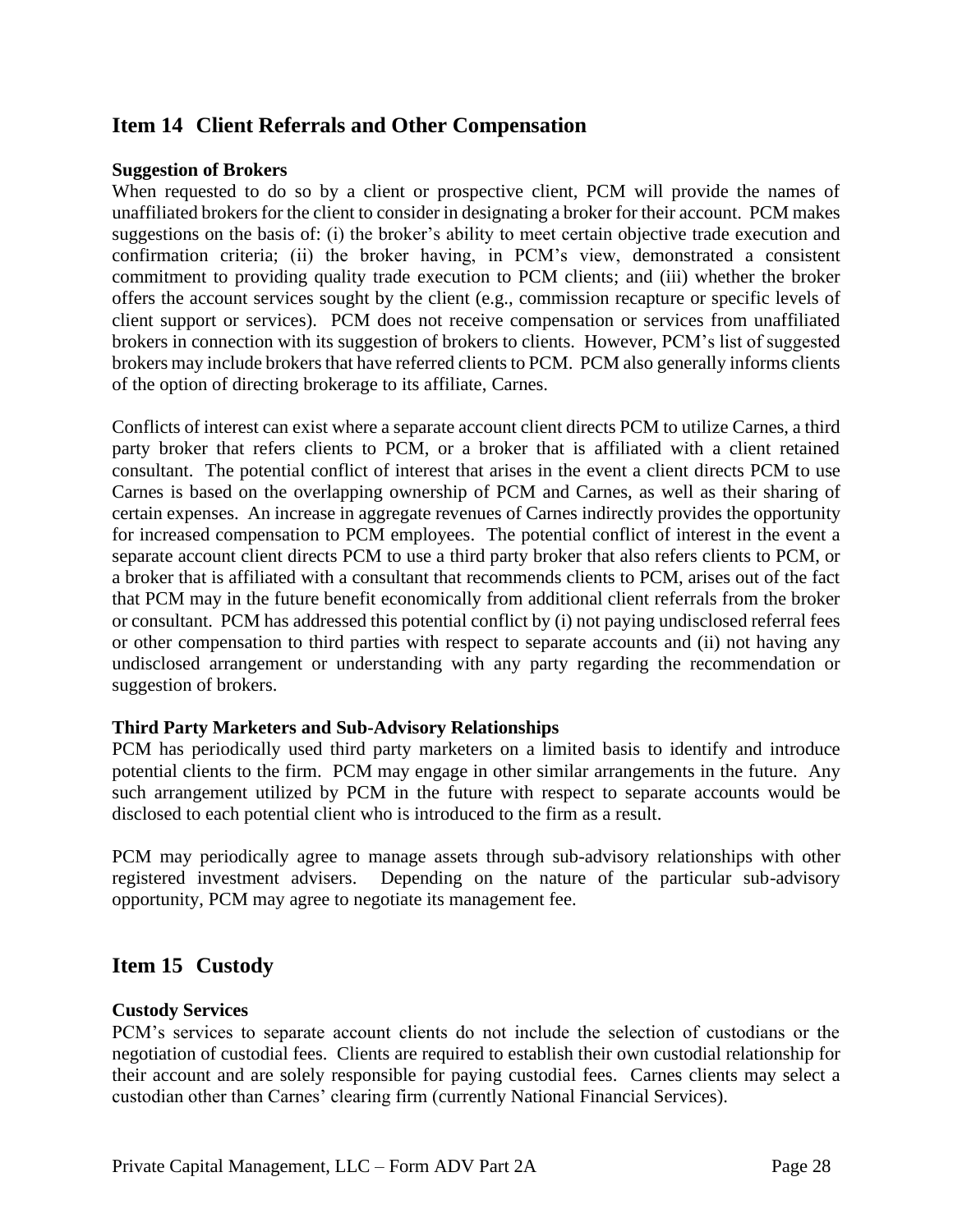## Item 14 Client Referrals and Other Compensation

**Suggestion of Brokers**

When requested to do so by a client or prospective client, PCM will provide the names of unaffiliated brokers for the client to consider in designating a broker for their account. PCM makes suggestions on the basis of: (i) the broker's ability to meet certain objective trade execution and confirmation criteria; (ii) the broker having, in PCM's view, demonstrated a consistent commitment to providing quality trade execution to PCM clients; and (iii) whether the broker offers the account services sought by the client (e.g., commission recapture or specific levels of client support or services). PCM does not receive compensation or services from unaffiliated brokers in connection with its suggestion of brokers to clients. However, PCM's list of suggested brokers may include brokers that have referred clients to PCM. PCM also generally informs clients of the option of directing brokerage to its affiliate, Carnes.

Conflicts of interest can exist where a separate account client directs PCM to utilize Carnes, a third party broker that refers clients to PCM, or a broker that is affiliated with a client retained consultant. The potential conflict of interest that arises in the event a client directs PCM to use Carnes is based on the overlapping ownership of PCM and Carnes, as well as their sharing of certain expenses. An increase in aggregate revenues of Carnes indirectly provides the opportunity for increased compensation to PCM employees. The potential conflict of interest in the event a separate account client directs PCM to use a third party broker that also refers clients to PCM, or a broker that is affiliated with a consultant that recommends clients to PCM, arises out of the fact that PCM may in the future benefit economically from additional client referrals from the broker or consultant. PCM has addressed this potential conflict by (i) not paying undisclosed referral fees or other compensation to third parties with respect to separate accounts and (ii) not having any undisclosed arrangement or understanding with any party regarding the recommendation or suggestion of brokers.

**Third Party Marketers and Sub-Advisory Relationships**

PCM has periodically used third party marketers on a limited basis to identify and introduce potential clients to the firm. PCM may engage in other similar arrangements in the future. Any such arrangement utilized by PCM in the future with respect to separate accounts would be disclosed to each potential client who is introduced to the firm as a result.

PCM may periodically agree to manage assets through sub-advisory relationships with other registered investment advisers. Depending on the nature of the particular sub-advisory opportunity, PCM may agree to negotiate its management fee.

## Item 15 Custody

**Custody Services**

PCM's services to separate account clients do not include the selection of custodians or the negotiation of custodial fees. Clients are required to establish their own custodial relationship for their account and are solely responsible for paying custodial fees. Carnes clients may select a custodian other than Carnes' clearing firm (currently National Financial Services).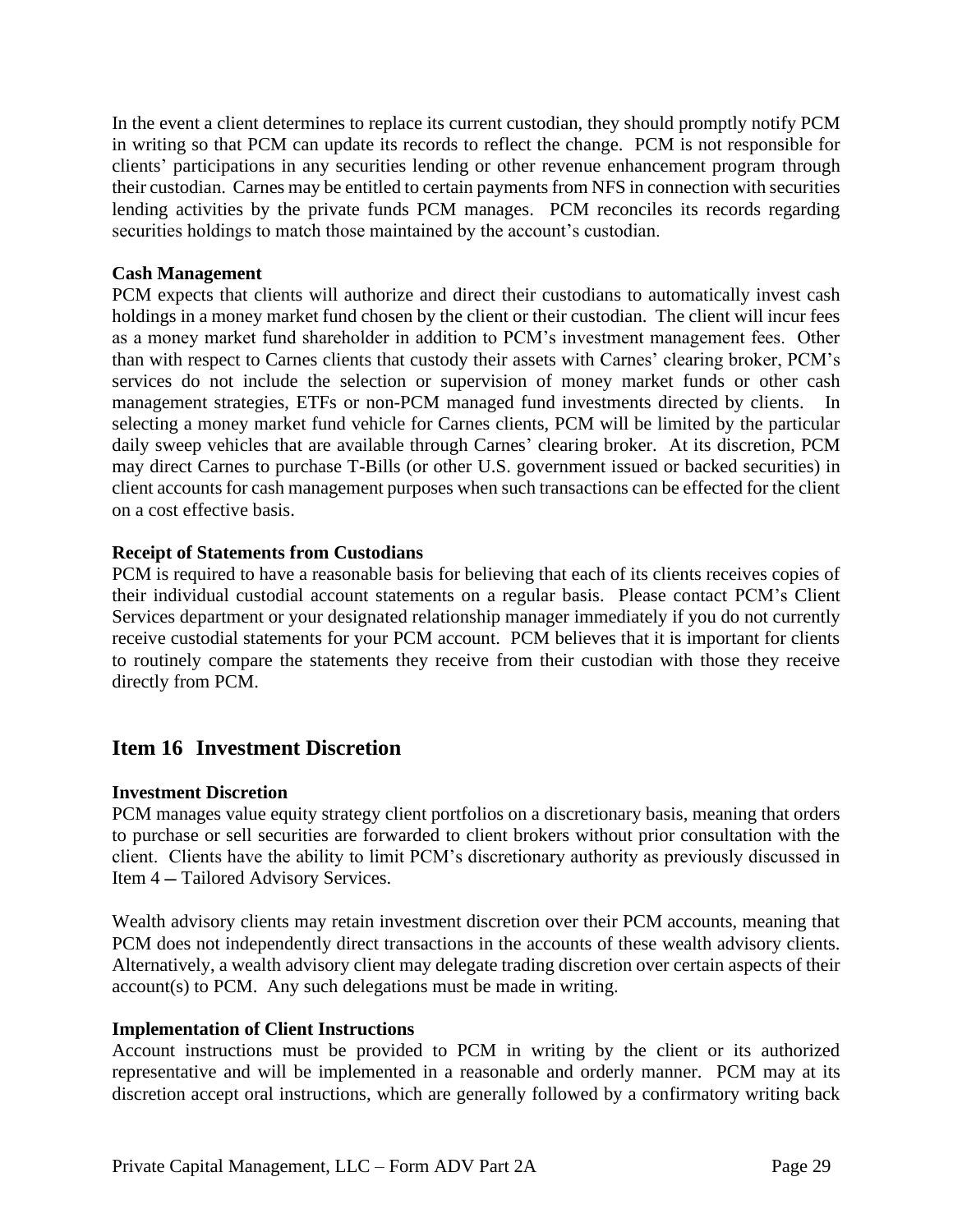In the event a client determines to replace its current custodian, they should promptly notify PCM in writing so that PCM can update its records to reflect the change. PCM is not responsible for clients' participations in any securities lending or other revenue enhancement program through their custodian. Carnes may be entitled to certain payments from NFS in connection with securities lending activities by the private funds PCM manages. PCM reconciles its records regarding securities holdings to match those maintained by the account's custodian.

**Cash Management**

PCM expects that clients will authorize and direct their custodians to automatically invest cash holdings in a money market fund chosen by the client or their custodian. The client will incur fees as a money market fund shareholder in addition to PCM's investment management fees. Other than with respect to Carnes clients that custody their assets with Carnes' clearing broker, PCM's services do not include the selection or supervision of money market funds or other cash management strategies, ETFs or non-PCM managed fund investments directed by clients. In selecting a money market fund vehicle for Carnes clients, PCM will be limited by the particular daily sweep vehicles that are available through Carnes' clearing broker. At its discretion, PCM may direct Carnes to purchase T-Bills (or other U.S. government issued or backed securities) in client accounts for cash management purposes when such transactions can be effected for the client on a cost effective basis.

**Receipt of Statements from Custodians**

PCM is required to have a reasonable basis for believing that each of its clients receives copies of their individual custodial account statements on a regular basis. Please contact PCM's Client Services department or your designated relationship manager immediately if you do not currently receive custodial statements for your PCM account. PCM believes that it is important for clients to routinely compare the statements they receive from their custodian with those they receive directly from PCM.

## Item 16 Investment Discretion

**Investment Discretion**

PCM manages value equity strategy client portfolios on a discretionary basis, meaning that orders to purchase or sell securities are forwarded to client brokers without prior consultation with the client. Clients have the ability to limit PCM's discretionary authority as previously discussed in Item 4 – Tailored Advisory Services.

Wealth advisory clients may retain investment discretion over their PCM accounts, meaning that PCM does not independently direct transactions in the accounts of these wealth advisory clients. Alternatively, a wealth advisory client may delegate trading discretion over certain aspects of their account(s) to PCM. Any such delegations must be made in writing.

**Implementation of Client Instructions**

Account instructions must be provided to PCM in writing by the client or its authorized representative and will be implemented in a reasonable and orderly manner. PCM may at its discretion accept oral instructions, which are generally followed by a confirmatory writing back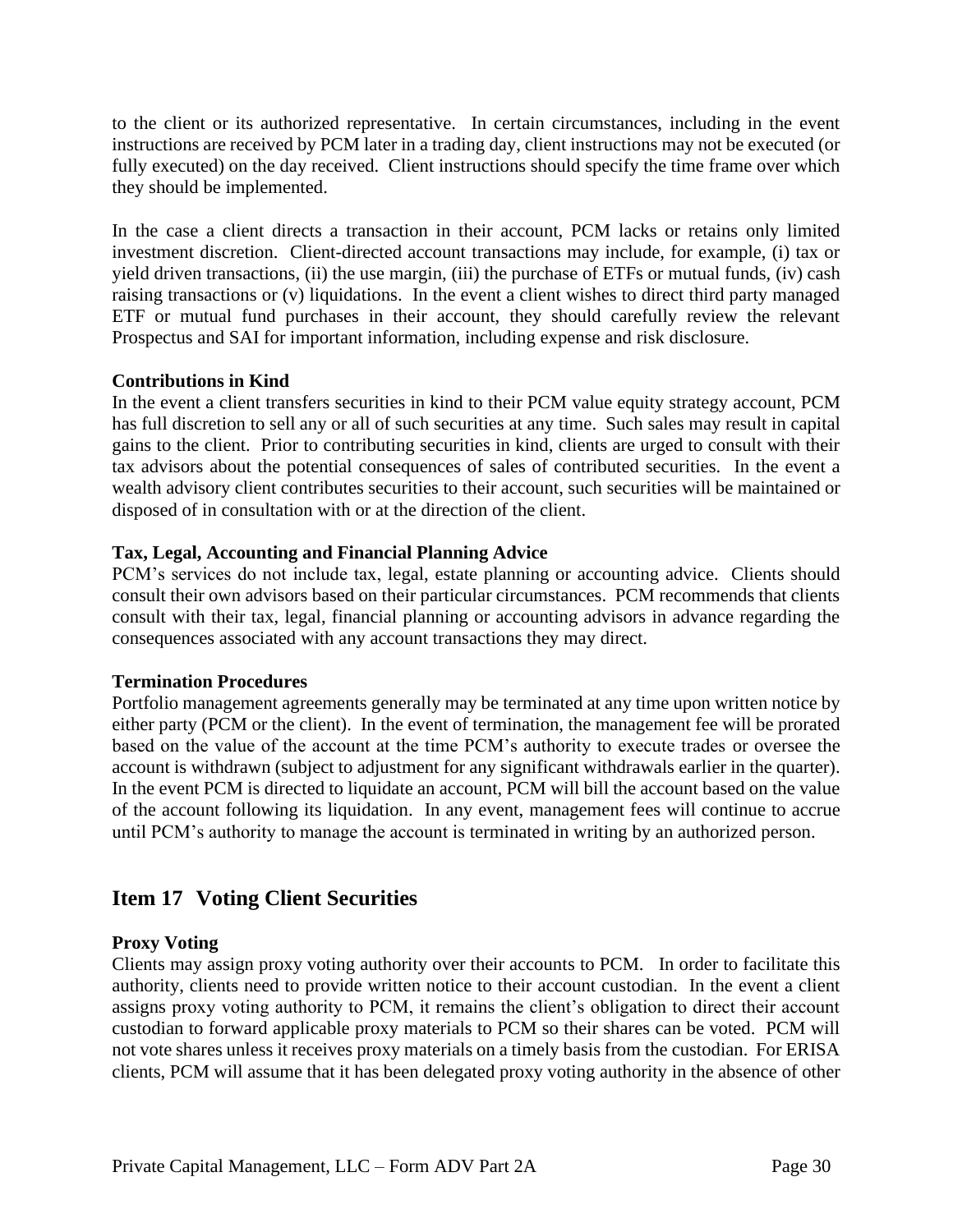to the client or its authorized representative. In certain circumstances, including in the event instructions are received by PCM later in a trading day, client instructions may not be executed (or fully executed) on the day received. Client instructions should specify the time frame over which they should be implemented.

In the case a client directs a transaction in their account, PCM lacks or retains only limited investment discretion. Client-directed account transactions may include, for example, (i) tax or yield driven transactions, (ii) the use margin, (iii) the purchase of ETFs or mutual funds, (iv) cash raising transactions or (v) liquidations. In the event a client wishes to direct third party managed ETF or mutual fund purchases in their account, they should carefully review the relevant Prospectus and SAI for important information, including expense and risk disclosure.

**Contributions in Kind**

In the event a client transfers securities in kind to their PCM value equity strategy account, PCM has full discretion to sell any or all of such securities at any time. Such sales may result in capital gains to the client. Prior to contributing securities in kind, clients are urged to consult with their tax advisors about the potential consequences of sales of contributed securities. In the event a wealth advisory client contributes securities to their account, such securities will be maintained or disposed of in consultation with or at the direction of the client.

**Tax, Legal, Accounting and Financial Planning Advice**

PCM's services do not include tax, legal, estate planning or accounting advice. Clients should consult their own advisors based on their particular circumstances. PCM recommends that clients consult with their tax, legal, financial planning or accounting advisors in advance regarding the consequences associated with any account transactions they may direct.

**Termination Procedures**

Portfolio management agreements generally may be terminated at any time upon written notice by either party (PCM or the client). In the event of termination, the management fee will be prorated based on the value of the account at the time PCM's authority to execute trades or oversee the account is withdrawn (subject to adjustment for any significant withdrawals earlier in the quarter). In the event PCM is directed to liquidate an account, PCM will bill the account based on the value of the account following its liquidation. In any event, management fees will continue to accrue until PCM's authority to manage the account is terminated in writing by an authorized person.

## Item 17 Voting Client Securities

**Proxy Voting**

Clients may assign proxy voting authority over their accounts to PCM. In order to facilitate this authority, clients need to provide written notice to their account custodian. In the event a client assigns proxy voting authority to PCM, it remains the client's obligation to direct their account custodian to forward applicable proxy materials to PCM so their shares can be voted. PCM will not vote shares unless it receives proxy materials on a timely basis from the custodian. For ERISA clients, PCM will assume that it has been delegated proxy voting authority in the absence of other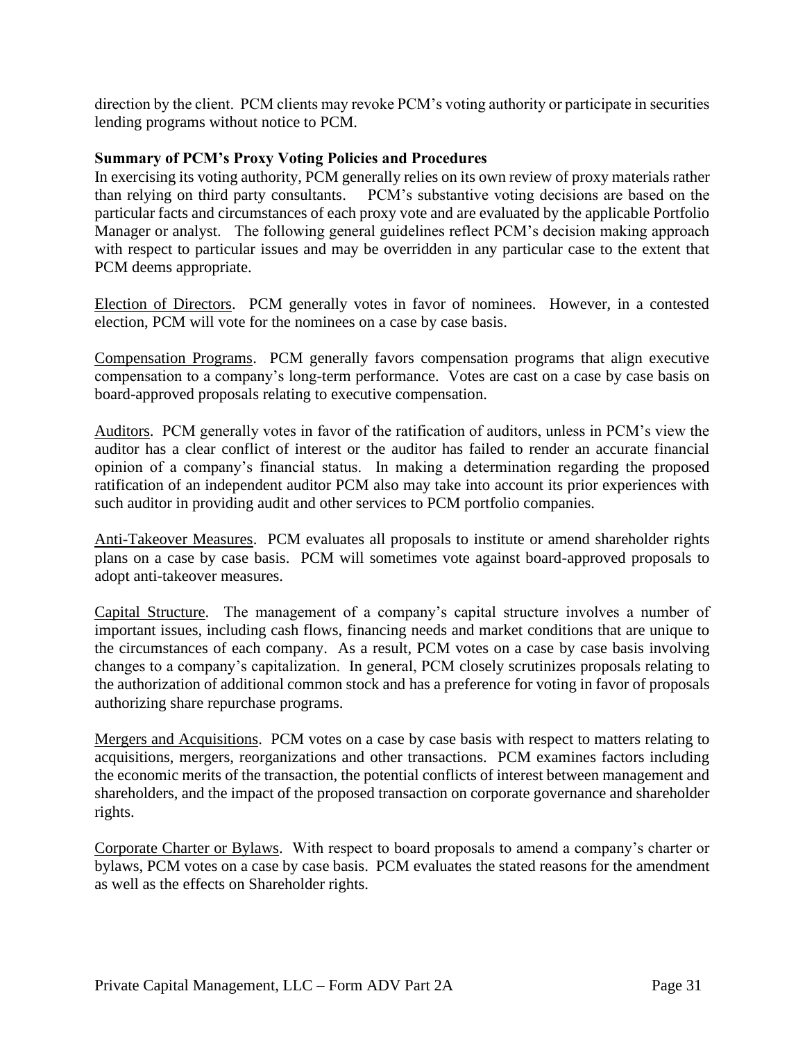direction by the client. PCM clients may revoke PCM's voting authority or participate in securities lending programs without notice to PCM.

**Summary of PCM's Proxy Voting Policies and Procedures**

In exercising its voting authority, PCM generally relies on its own review of proxy materials rather than relying on third party consultants. PCM's substantive voting decisions are based on the particular facts and circumstances of each proxy vote and are evaluated by the applicable Portfolio Manager or analyst. The following general guidelines reflect PCM's decision making approach with respect to particular issues and may be overridden in any particular case to the extent that PCM deems appropriate.

<u>Election of Directors</u>. PCM generally votes in favor of nominees. However, in a contested election, PCM will vote for the nominees on a case by case basis.

<u>Compensation Programs</u>. PCM generally favors compensation programs that align executive compensation to a company's long-term performance. Votes are cast on a case by case basis on board-approved proposals relating to executive compensation.

<u>Auditors</u>. PCM generally votes in favor of the ratification of auditors, unless in PCM's view the auditor has a clear conflict of interest or the auditor has failed to render an accurate financial opinion of a company's financial status. In making a determination regarding the proposed ratification of an independent auditor PCM also may take into account its prior experiences with such auditor in providing audit and other services to PCM portfolio companies.

<u>Anti-Takeover Measures</u>. PCM evaluates all proposals to institute or amend shareholder rights plans on a case by case basis. PCM will sometimes vote against board-approved proposals to adopt anti-takeover measures.

<u>Capital Structure</u>. The management of a company's capital structure involves a number of important issues, including cash flows, financing needs and market conditions that are unique to the circumstances of each company. As a result, PCM votes on a case by case basis involving changes to a company's capitalization. In general, PCM closely scrutinizes proposals relating to the authorization of additional common stock and has a preference for voting in favor of proposals authorizing share repurchase programs.

<u>Mergers and Acquisitions</u>. PCM votes on a case by case basis with respect to matters relating to acquisitions, mergers, reorganizations and other transactions. PCM examines factors including the economic merits of the transaction, the potential conflicts of interest between management and shareholders, and the impact of the proposed transaction on corporate governance and shareholder rights.

<u>Corporate Charter or Bylaws</u>. With respect to board proposals to amend a company's charter or bylaws, PCM votes on a case by case basis. PCM evaluates the stated reasons for the amendment as well as the effects on Shareholder rights.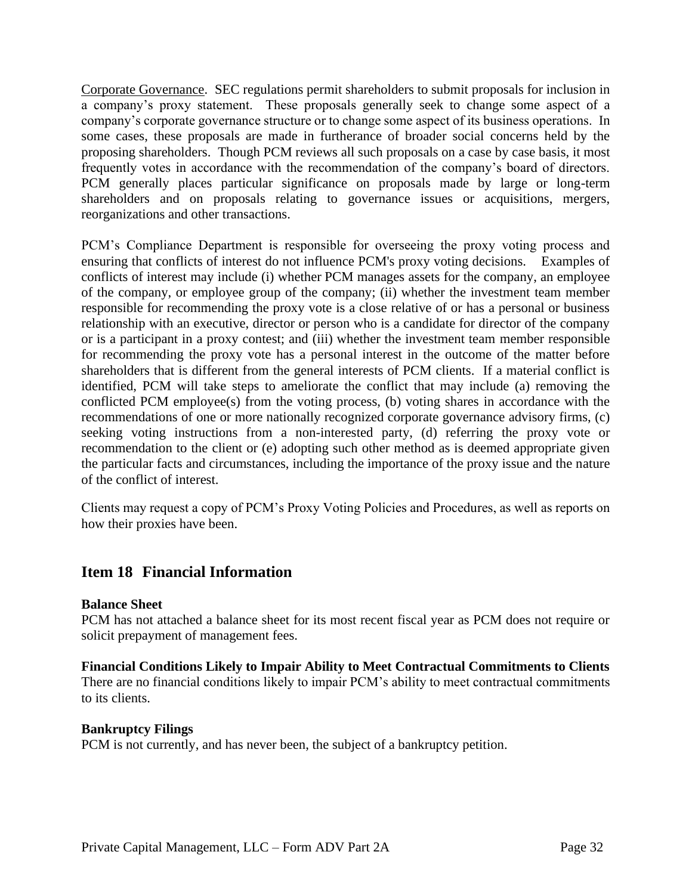Corporate Governance. SEC regulations permit shareholders to submit proposals for inclusion in a company's proxy statement. These proposals generally seek to change some aspect of a company's corporate governance structure or to change some aspect of its business operations. In some cases, these proposals are made in furtherance of broader social concerns held by the proposing shareholders. Though PCM reviews all such proposals on a case by case basis, it most frequently votes in accordance with the recommendation of the company's board of directors. PCM generally places particular significance on proposals made by large or long-term shareholders and on proposals relating to governance issues or acquisitions, mergers, reorganizations and other transactions.

PCM's Compliance Department is responsible for overseeing the proxy voting process and ensuring that conflicts of interest do not influence PCM's proxy voting decisions. Examples of conflicts of interest may include (i) whether PCM manages assets for the company, an employee of the company, or employee group of the company; (ii) whether the investment team member responsible for recommending the proxy vote is a close relative of or has a personal or business relationship with an executive, director or person who is a candidate for director of the company or is a participant in a proxy contest; and (iii) whether the investment team member responsible for recommending the proxy vote has a personal interest in the outcome of the matter before shareholders that is different from the general interests of PCM clients. If a material conflict is identified, PCM will take steps to ameliorate the conflict that may include (a) removing the conflicted PCM employee(s) from the voting process, (b) voting shares in accordance with the recommendations of one or more nationally recognized corporate governance advisory firms, (c) seeking voting instructions from a non-interested party, (d) referring the proxy vote or recommendation to the client or (e) adopting such other method as is deemed appropriate given the particular facts and circumstances, including the importance of the proxy issue and the nature of the conflict of interest.

Clients may request a copy of PCM's Proxy Voting Policies and Procedures, as well as reports on how their proxies have been.

## Item 18 Financial Information

**Balance Sheet**
PCM has not attached a balance sheet for its most recent fiscal year as PCM does not require or solicit prepayment of management fees.

**Financial Conditions Likely to Impair Ability to Meet Contractual Commitments to Clients**
There are no financial conditions likely to impair PCM's ability to meet contractual commitments to its clients.

**Bankruptcy Filings**
PCM is not currently, and has never been, the subject of a bankruptcy petition.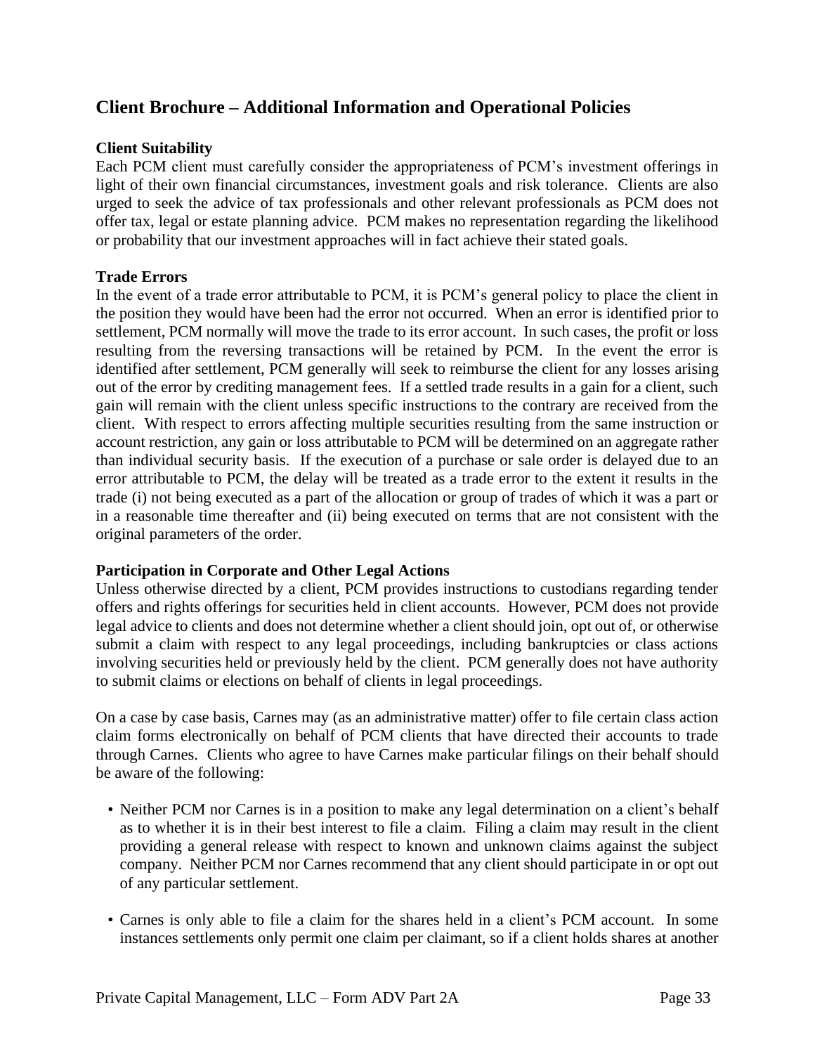## Client Brochure – Additional Information and Operational Policies

### Client Suitability

Each PCM client must carefully consider the appropriateness of PCM's investment offerings in light of their own financial circumstances, investment goals and risk tolerance. Clients are also urged to seek the advice of tax professionals and other relevant professionals as PCM does not offer tax, legal or estate planning advice. PCM makes no representation regarding the likelihood or probability that our investment approaches will in fact achieve their stated goals.

### Trade Errors

In the event of a trade error attributable to PCM, it is PCM's general policy to place the client in the position they would have been had the error not occurred. When an error is identified prior to settlement, PCM normally will move the trade to its error account. In such cases, the profit or loss resulting from the reversing transactions will be retained by PCM. In the event the error is identified after settlement, PCM generally will seek to reimburse the client for any losses arising out of the error by crediting management fees. If a settled trade results in a gain for a client, such gain will remain with the client unless specific instructions to the contrary are received from the client. With respect to errors affecting multiple securities resulting from the same instruction or account restriction, any gain or loss attributable to PCM will be determined on an aggregate rather than individual security basis. If the execution of a purchase or sale order is delayed due to an error attributable to PCM, the delay will be treated as a trade error to the extent it results in the trade (i) not being executed as a part of the allocation or group of trades of which it was a part or in a reasonable time thereafter and (ii) being executed on terms that are not consistent with the original parameters of the order.

### Participation in Corporate and Other Legal Actions

Unless otherwise directed by a client, PCM provides instructions to custodians regarding tender offers and rights offerings for securities held in client accounts. However, PCM does not provide legal advice to clients and does not determine whether a client should join, opt out of, or otherwise submit a claim with respect to any legal proceedings, including bankruptcies or class actions involving securities held or previously held by the client. PCM generally does not have authority to submit claims or elections on behalf of clients in legal proceedings.

On a case by case basis, Carnes may (as an administrative matter) offer to file certain class action claim forms electronically on behalf of PCM clients that have directed their accounts to trade through Carnes. Clients who agree to have Carnes make particular filings on their behalf should be aware of the following:

- Neither PCM nor Carnes is in a position to make any legal determination on a client's behalf as to whether it is in their best interest to file a claim. Filing a claim may result in the client providing a general release with respect to known and unknown claims against the subject company. Neither PCM nor Carnes recommend that any client should participate in or opt out of any particular settlement.

- Carnes is only able to file a claim for the shares held in a client's PCM account. In some instances settlements only permit one claim per claimant, so if a client holds shares at another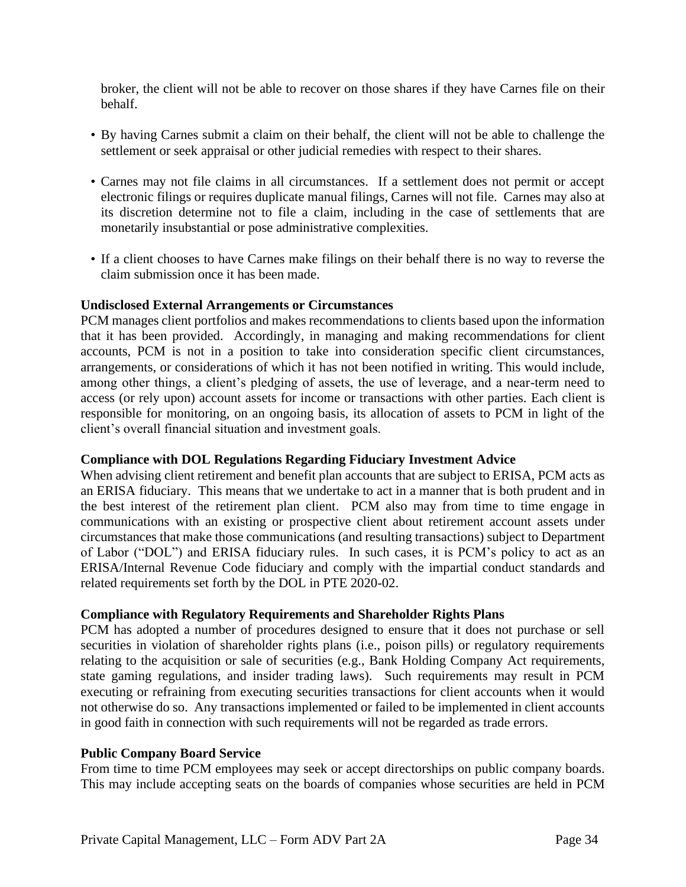broker, the client will not be able to recover on those shares if they have Carnes file on their behalf.

- By having Carnes submit a claim on their behalf, the client will not be able to challenge the settlement or seek appraisal or other judicial remedies with respect to their shares.

- Carnes may not file claims in all circumstances. If a settlement does not permit or accept electronic filings or requires duplicate manual filings, Carnes will not file. Carnes may also at its discretion determine not to file a claim, including in the case of settlements that are monetarily insubstantial or pose administrative complexities.

- If a client chooses to have Carnes make filings on their behalf there is no way to reverse the claim submission once it has been made.

**Undisclosed External Arrangements or Circumstances**

PCM manages client portfolios and makes recommendations to clients based upon the information that it has been provided. Accordingly, in managing and making recommendations for client accounts, PCM is not in a position to take into consideration specific client circumstances, arrangements, or considerations of which it has not been notified in writing. This would include, among other things, a client's pledging of assets, the use of leverage, and a near-term need to access (or rely upon) account assets for income or transactions with other parties. Each client is responsible for monitoring, on an ongoing basis, its allocation of assets to PCM in light of the client's overall financial situation and investment goals.

**Compliance with DOL Regulations Regarding Fiduciary Investment Advice**

When advising client retirement and benefit plan accounts that are subject to ERISA, PCM acts as an ERISA fiduciary. This means that we undertake to act in a manner that is both prudent and in the best interest of the retirement plan client. PCM also may from time to time engage in communications with an existing or prospective client about retirement account assets under circumstances that make those communications (and resulting transactions) subject to Department of Labor ("DOL") and ERISA fiduciary rules. In such cases, it is PCM's policy to act as an ERISA/Internal Revenue Code fiduciary and comply with the impartial conduct standards and related requirements set forth by the DOL in PTE 2020-02.

**Compliance with Regulatory Requirements and Shareholder Rights Plans**

PCM has adopted a number of procedures designed to ensure that it does not purchase or sell securities in violation of shareholder rights plans (i.e., poison pills) or regulatory requirements relating to the acquisition or sale of securities (e.g., Bank Holding Company Act requirements, state gaming regulations, and insider trading laws). Such requirements may result in PCM executing or refraining from executing securities transactions for client accounts when it would not otherwise do so. Any transactions implemented or failed to be implemented in client accounts in good faith in connection with such requirements will not be regarded as trade errors.

**Public Company Board Service**

From time to time PCM employees may seek or accept directorships on public company boards. This may include accepting seats on the boards of companies whose securities are held in PCM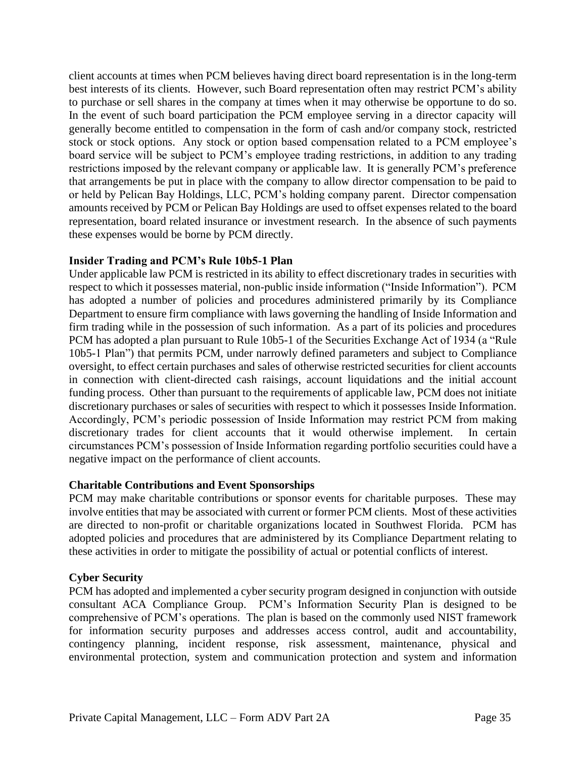client accounts at times when PCM believes having direct board representation is in the long-term best interests of its clients. However, such Board representation often may restrict PCM's ability to purchase or sell shares in the company at times when it may otherwise be opportune to do so. In the event of such board participation the PCM employee serving in a director capacity will generally become entitled to compensation in the form of cash and/or company stock, restricted stock or stock options. Any stock or option based compensation related to a PCM employee's board service will be subject to PCM's employee trading restrictions, in addition to any trading restrictions imposed by the relevant company or applicable law. It is generally PCM's preference that arrangements be put in place with the company to allow director compensation to be paid to or held by Pelican Bay Holdings, LLC, PCM's holding company parent. Director compensation amounts received by PCM or Pelican Bay Holdings are used to offset expenses related to the board representation, board related insurance or investment research. In the absence of such payments these expenses would be borne by PCM directly.

**Insider Trading and PCM's Rule 10b5-1 Plan**

Under applicable law PCM is restricted in its ability to effect discretionary trades in securities with respect to which it possesses material, non-public inside information ("Inside Information"). PCM has adopted a number of policies and procedures administered primarily by its Compliance Department to ensure firm compliance with laws governing the handling of Inside Information and firm trading while in the possession of such information. As a part of its policies and procedures PCM has adopted a plan pursuant to Rule 10b5-1 of the Securities Exchange Act of 1934 (a "Rule 10b5-1 Plan") that permits PCM, under narrowly defined parameters and subject to Compliance oversight, to effect certain purchases and sales of otherwise restricted securities for client accounts in connection with client-directed cash raisings, account liquidations and the initial account funding process. Other than pursuant to the requirements of applicable law, PCM does not initiate discretionary purchases or sales of securities with respect to which it possesses Inside Information. Accordingly, PCM's periodic possession of Inside Information may restrict PCM from making discretionary trades for client accounts that it would otherwise implement. In certain circumstances PCM's possession of Inside Information regarding portfolio securities could have a negative impact on the performance of client accounts.

**Charitable Contributions and Event Sponsorships**

PCM may make charitable contributions or sponsor events for charitable purposes. These may involve entities that may be associated with current or former PCM clients. Most of these activities are directed to non-profit or charitable organizations located in Southwest Florida. PCM has adopted policies and procedures that are administered by its Compliance Department relating to these activities in order to mitigate the possibility of actual or potential conflicts of interest.

**Cyber Security**

PCM has adopted and implemented a cyber security program designed in conjunction with outside consultant ACA Compliance Group. PCM's Information Security Plan is designed to be comprehensive of PCM's operations. The plan is based on the commonly used NIST framework for information security purposes and addresses access control, audit and accountability, contingency planning, incident response, risk assessment, maintenance, physical and environmental protection, system and communication protection and system and information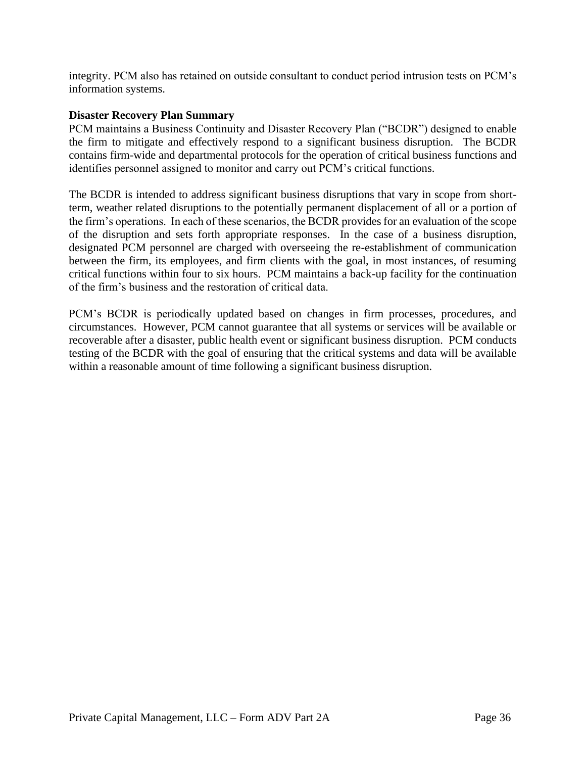integrity. PCM also has retained on outside consultant to conduct period intrusion tests on PCM's information systems.

**Disaster Recovery Plan Summary**

PCM maintains a Business Continuity and Disaster Recovery Plan ("BCDR") designed to enable the firm to mitigate and effectively respond to a significant business disruption. The BCDR contains firm-wide and departmental protocols for the operation of critical business functions and identifies personnel assigned to monitor and carry out PCM's critical functions.

The BCDR is intended to address significant business disruptions that vary in scope from short-term, weather related disruptions to the potentially permanent displacement of all or a portion of the firm's operations. In each of these scenarios, the BCDR provides for an evaluation of the scope of the disruption and sets forth appropriate responses. In the case of a business disruption, designated PCM personnel are charged with overseeing the re-establishment of communication between the firm, its employees, and firm clients with the goal, in most instances, of resuming critical functions within four to six hours. PCM maintains a back-up facility for the continuation of the firm's business and the restoration of critical data.

PCM's BCDR is periodically updated based on changes in firm processes, procedures, and circumstances. However, PCM cannot guarantee that all systems or services will be available or recoverable after a disaster, public health event or significant business disruption. PCM conducts testing of the BCDR with the goal of ensuring that the critical systems and data will be available within a reasonable amount of time following a significant business disruption.